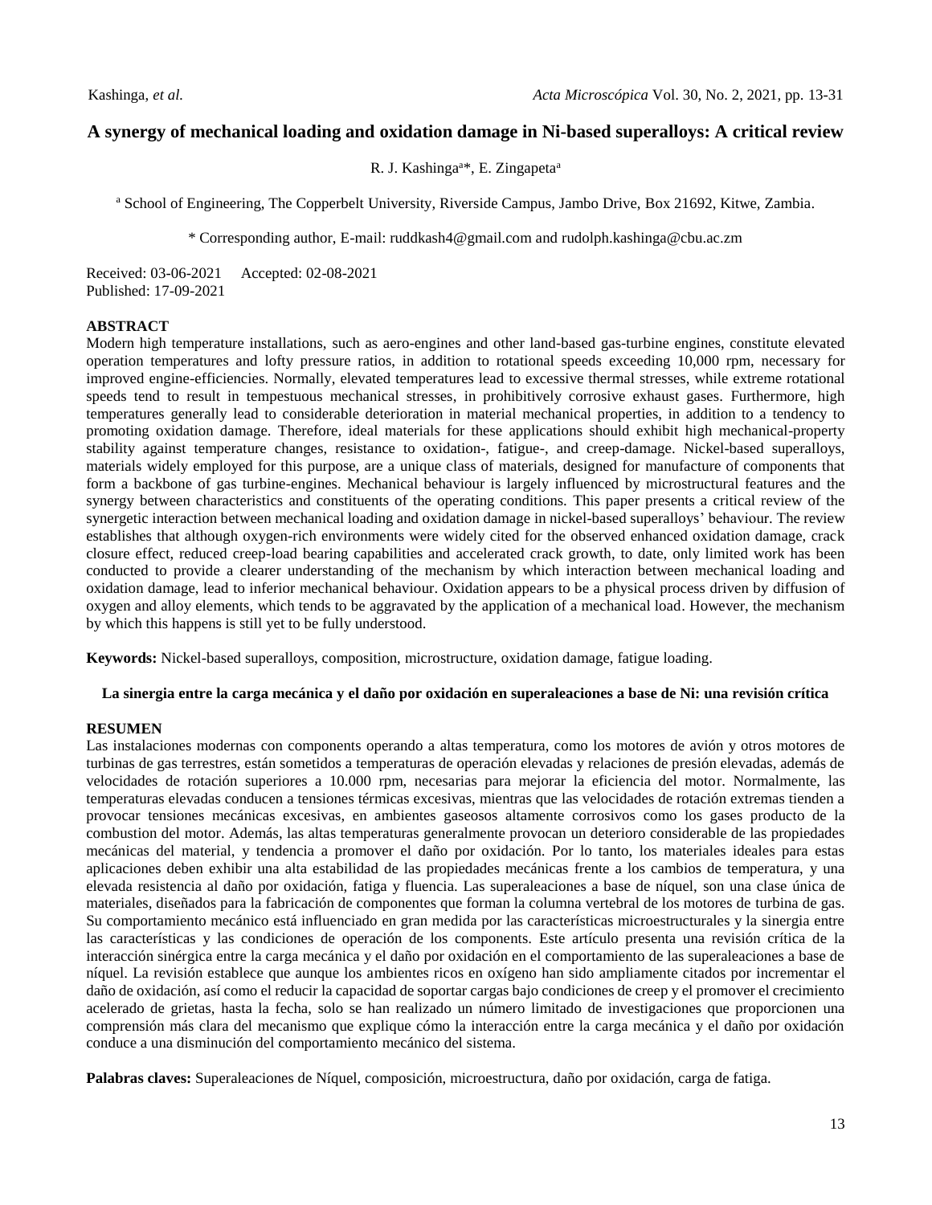# A synergy of mechanical loading and oxidation damage in Ni-based superalloys: A critical review

R. J. Kashinga[a]*, E. Zingapeta[a]

[a] School of Engineering, The Copperbelt University, Riverside Campus, Jambo Drive, Box 21692, Kitwe, Zambia.

* Corresponding author, E-mail: ruddkash4@gmail.com and rudolph.kashinga@cbu.ac.zm

Received: 03-06-2021 Accepted: 02-08-2021
Published: 17-09-2021

## ABSTRACT

Modern high temperature installations, such as aero-engines and other land-based gas-turbine engines, constitute elevated operation temperatures and lofty pressure ratios, in addition to rotational speeds exceeding 10,000 rpm, necessary for improved engine-efficiencies. Normally, elevated temperatures lead to excessive thermal stresses, while extreme rotational speeds tend to result in tempestuous mechanical stresses, in prohibitively corrosive exhaust gases. Furthermore, high temperatures generally lead to considerable deterioration in material mechanical properties, in addition to a tendency to promoting oxidation damage. Therefore, ideal materials for these applications should exhibit high mechanical-property stability against temperature changes, resistance to oxidation-, fatigue-, and creep-damage. Nickel-based superalloys, materials widely employed for this purpose, are a unique class of materials, designed for manufacture of components that form a backbone of gas turbine-engines. Mechanical behaviour is largely influenced by microstructural features and the synergy between characteristics and constituents of the operating conditions. This paper presents a critical review of the synergetic interaction between mechanical loading and oxidation damage in nickel-based superalloys' behaviour. The review establishes that although oxygen-rich environments were widely cited for the observed enhanced oxidation damage, crack closure effect, reduced creep-load bearing capabilities and accelerated crack growth, to date, only limited work has been conducted to provide a clearer understanding of the mechanism by which interaction between mechanical loading and oxidation damage, lead to inferior mechanical behaviour. Oxidation appears to be a physical process driven by diffusion of oxygen and alloy elements, which tends to be aggravated by the application of a mechanical load. However, the mechanism by which this happens is still yet to be fully understood.

**Keywords:** Nickel-based superalloys, composition, microstructure, oxidation damage, fatigue loading.

### La sinergia entre la carga mecánica y el daño por oxidación en superaleaciones a base de Ni: una revisión crítica

## RESUMEN

Las instalaciones modernas con components operando a altas temperatura, como los motores de avión y otros motores de turbinas de gas terrestres, están sometidos a temperaturas de operación elevadas y relaciones de presión elevadas, además de velocidades de rotación superiores a 10.000 rpm, necesarias para mejorar la eficiencia del motor. Normalmente, las temperaturas elevadas conducen a tensiones térmicas excesivas, mientras que las velocidades de rotación extremas tienden a provocar tensiones mecánicas excesivas, en ambientes gaseosos altamente corrosivos como los gases producto de la combustion del motor. Además, las altas temperaturas generalmente provocan un deterioro considerable de las propiedades mecánicas del material, y tendencia a promover el daño por oxidación. Por lo tanto, los materiales ideales para estas aplicaciones deben exhibir una alta estabilidad de las propiedades mecánicas frente a los cambios de temperatura, y una elevada resistencia al daño por oxidación, fatiga y fluencia. Las superaleaciones a base de níquel, son una clase única de materiales, diseñados para la fabricación de componentes que forman la columna vertebral de los motores de turbina de gas. Su comportamiento mecánico está influenciado en gran medida por las características microestructurales y la sinergia entre las características y las condiciones de operación de los components. Este artículo presenta una revisión crítica de la interacción sinérgica entre la carga mecánica y el daño por oxidación en el comportamiento de las superaleaciones a base de níquel. La revisión establece que aunque los ambientes ricos en oxígeno han sido ampliamente citados por incrementar el daño de oxidación, así como el reducir la capacidad de soportar cargas bajo condiciones de creep y el promover el crecimiento acelerado de grietas, hasta la fecha, solo se han realizado un número limitado de investigaciones que proporcionen una comprensión más clara del mecanismo que explique cómo la interacción entre la carga mecánica y el daño por oxidación conduce a una disminución del comportamiento mecánico del sistema.

**Palabras claves:** Superaleaciones de Níquel, composición, microestructura, daño por oxidación, carga de fatiga.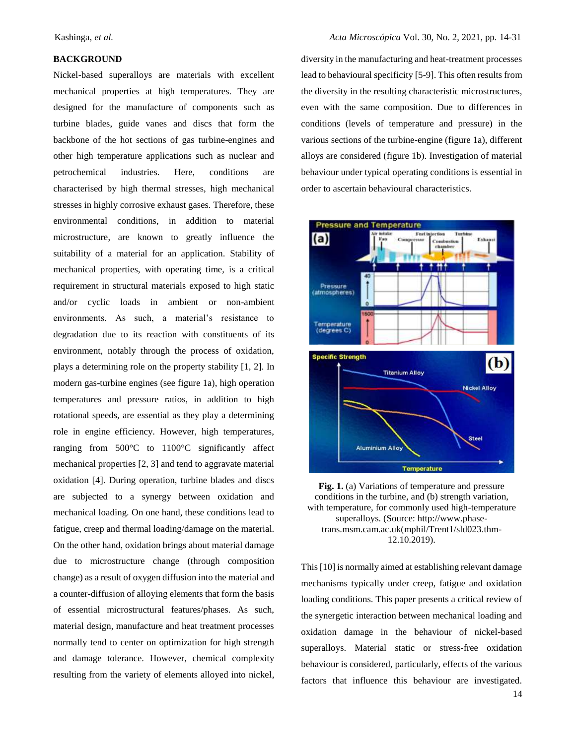## BACKGROUND

Nickel-based superalloys are materials with excellent mechanical properties at high temperatures. They are designed for the manufacture of components such as turbine blades, guide vanes and discs that form the backbone of the hot sections of gas turbine-engines and other high temperature applications such as nuclear and petrochemical industries. Here, conditions are characterised by high thermal stresses, high mechanical stresses in highly corrosive exhaust gases. Therefore, these environmental conditions, in addition to material microstructure, are known to greatly influence the suitability of a material for an application. Stability of mechanical properties, with operating time, is a critical requirement in structural materials exposed to high static and/or cyclic loads in ambient or non-ambient environments. As such, a material's resistance to degradation due to its reaction with constituents of its environment, notably through the process of oxidation, plays a determining role on the property stability [1, 2]. In modern gas-turbine engines (see figure 1a), high operation temperatures and pressure ratios, in addition to high rotational speeds, are essential as they play a determining role in engine efficiency. However, high temperatures, ranging from 500°C to 1100°C significantly affect mechanical properties [2, 3] and tend to aggravate material oxidation [4]. During operation, turbine blades and discs are subjected to a synergy between oxidation and mechanical loading. On one hand, these conditions lead to fatigue, creep and thermal loading/damage on the material. On the other hand, oxidation brings about material damage due to microstructure change (through composition change) as a result of oxygen diffusion into the material and a counter-diffusion of alloying elements that form the basis of essential microstructural features/phases. As such, material design, manufacture and heat treatment processes normally tend to center on optimization for high strength and damage tolerance. However, chemical complexity resulting from the variety of elements alloyed into nickel, diversity in the manufacturing and heat-treatment processes lead to behavioural specificity [5-9]. This often results from the diversity in the resulting characteristic microstructures, even with the same composition. Due to differences in conditions (levels of temperature and pressure) in the various sections of the turbine-engine (figure 1a), different alloys are considered (figure 1b). Investigation of material behaviour under typical operating conditions is essential in order to ascertain behavioural characteristics.

**Fig. 1.** (a) Variations of temperature and pressure conditions in the turbine, and (b) strength variation, with temperature, for commonly used high-temperature superalloys. (Source: http://www.phase-trans.msm.cam.ac.uk(mphil/Trent1/sld023.thm-12.10.2019).

This [10] is normally aimed at establishing relevant damage mechanisms typically under creep, fatigue and oxidation loading conditions. This paper presents a critical review of the synergetic interaction between mechanical loading and oxidation damage in the behaviour of nickel-based superalloys. Material static or stress-free oxidation behaviour is considered, particularly, effects of the various factors that influence this behaviour are investigated.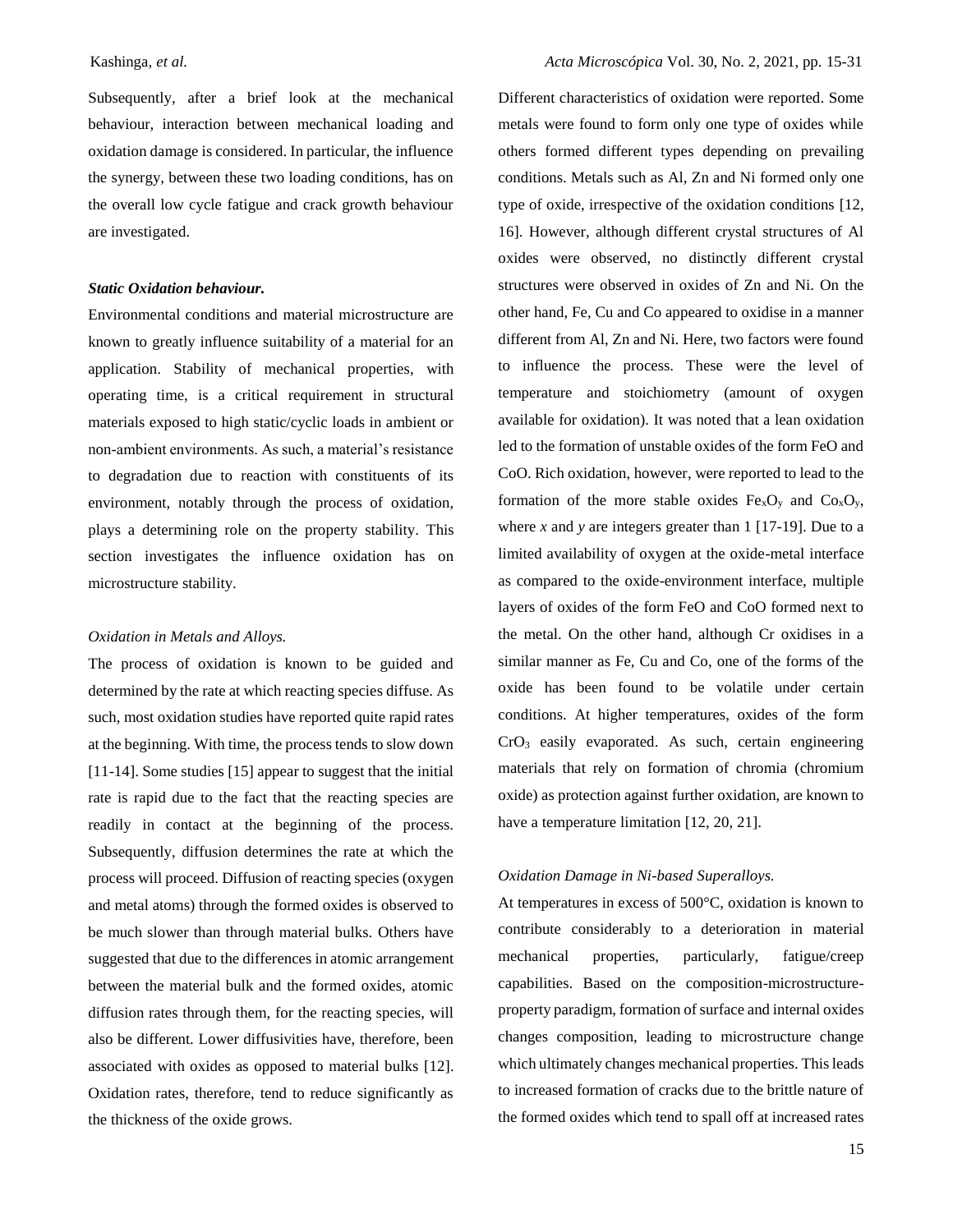Subsequently, after a brief look at the mechanical behaviour, interaction between mechanical loading and oxidation damage is considered. In particular, the influence the synergy, between these two loading conditions, has on the overall low cycle fatigue and crack growth behaviour are investigated.

### *Static Oxidation behaviour.*

Environmental conditions and material microstructure are known to greatly influence suitability of a material for an application. Stability of mechanical properties, with operating time, is a critical requirement in structural materials exposed to high static/cyclic loads in ambient or non-ambient environments. As such, a material's resistance to degradation due to reaction with constituents of its environment, notably through the process of oxidation, plays a determining role on the property stability. This section investigates the influence oxidation has on microstructure stability.

#### *Oxidation in Metals and Alloys.*

The process of oxidation is known to be guided and determined by the rate at which reacting species diffuse. As such, most oxidation studies have reported quite rapid rates at the beginning. With time, the process tends to slow down [11-14]. Some studies [15] appear to suggest that the initial rate is rapid due to the fact that the reacting species are readily in contact at the beginning of the process. Subsequently, diffusion determines the rate at which the process will proceed. Diffusion of reacting species (oxygen and metal atoms) through the formed oxides is observed to be much slower than through material bulks. Others have suggested that due to the differences in atomic arrangement between the material bulk and the formed oxides, atomic diffusion rates through them, for the reacting species, will also be different. Lower diffusivities have, therefore, been associated with oxides as opposed to material bulks [12]. Oxidation rates, therefore, tend to reduce significantly as the thickness of the oxide grows.

Different characteristics of oxidation were reported. Some metals were found to form only one type of oxides while others formed different types depending on prevailing conditions. Metals such as Al, Zn and Ni formed only one type of oxide, irrespective of the oxidation conditions [12, 16]. However, although different crystal structures of Al oxides were observed, no distinctly different crystal structures were observed in oxides of Zn and Ni. On the other hand, Fe, Cu and Co appeared to oxidise in a manner different from Al, Zn and Ni. Here, two factors were found to influence the process. These were the level of temperature and stoichiometry (amount of oxygen available for oxidation). It was noted that a lean oxidation led to the formation of unstable oxides of the form FeO and CoO. Rich oxidation, however, were reported to lead to the formation of the more stable oxides $Fe_xO_y$ and $Co_xO_y$, where *x* and *y* are integers greater than 1 [17-19]. Due to a limited availability of oxygen at the oxide-metal interface as compared to the oxide-environment interface, multiple layers of oxides of the form FeO and CoO formed next to the metal. On the other hand, although Cr oxidises in a similar manner as Fe, Cu and Co, one of the forms of the oxide has been found to be volatile under certain conditions. At higher temperatures, oxides of the form $CrO_3$ easily evaporated. As such, certain engineering materials that rely on formation of chromia (chromium oxide) as protection against further oxidation, are known to have a temperature limitation [12, 20, 21].

#### *Oxidation Damage in Ni-based Superalloys.*

At temperatures in excess of 500°C, oxidation is known to contribute considerably to a deterioration in material mechanical properties, particularly, fatigue/creep capabilities. Based on the composition-microstructure-property paradigm, formation of surface and internal oxides changes composition, leading to microstructure change which ultimately changes mechanical properties. This leads to increased formation of cracks due to the brittle nature of the formed oxides which tend to spall off at increased rates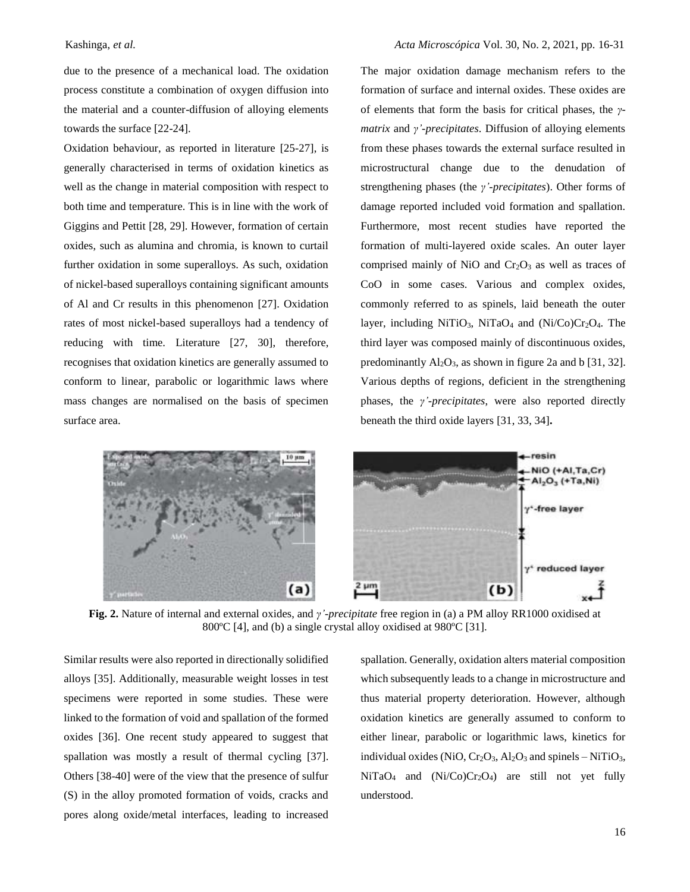due to the presence of a mechanical load. The oxidation process constitute a combination of oxygen diffusion into the material and a counter-diffusion of alloying elements towards the surface [22-24].

Oxidation behaviour, as reported in literature [25-27], is generally characterised in terms of oxidation kinetics as well as the change in material composition with respect to both time and temperature. This is in line with the work of Giggins and Pettit [28, 29]. However, formation of certain oxides, such as alumina and chromia, is known to curtail further oxidation in some superalloys. As such, oxidation of nickel-based superalloys containing significant amounts of Al and Cr results in this phenomenon [27]. Oxidation rates of most nickel-based superalloys had a tendency of reducing with time. Literature [27, 30], therefore, recognises that oxidation kinetics are generally assumed to conform to linear, parabolic or logarithmic laws where mass changes are normalised on the basis of specimen surface area.

The major oxidation damage mechanism refers to the formation of surface and internal oxides. These oxides are of elements that form the basis for critical phases, the *γ-matrix* and *γ'-precipitates*. Diffusion of alloying elements from these phases towards the external surface resulted in microstructural change due to the denudation of strengthening phases (the *γ'-precipitates*). Other forms of damage reported included void formation and spallation. Furthermore, most recent studies have reported the formation of multi-layered oxide scales. An outer layer comprised mainly of NiO and $Cr_2O_3$ as well as traces of CoO in some cases. Various and complex oxides, commonly referred to as spinels, laid beneath the outer layer, including $NiTiO_3$, $NiTaO_4$ and $(Ni/Co)Cr_2O_4$. The third layer was composed mainly of discontinuous oxides, predominantly $Al_2O_3$, as shown in figure 2a and b [31, 32]. Various depths of regions, deficient in the strengthening phases, the *γ'-precipitates*, were also reported directly beneath the third oxide layers [31, 33, 34].

**Fig. 2.** Nature of internal and external oxides, and *γ'-precipitate* free region in (a) a PM alloy RR1000 oxidised at 800ºC [4], and (b) a single crystal alloy oxidised at 980ºC [31].

Similar results were also reported in directionally solidified alloys [35]. Additionally, measurable weight losses in test specimens were reported in some studies. These were linked to the formation of void and spallation of the formed oxides [36]. One recent study appeared to suggest that spallation was mostly a result of thermal cycling [37]. Others [38-40] were of the view that the presence of sulfur (S) in the alloy promoted formation of voids, cracks and pores along oxide/metal interfaces, leading to increased spallation. Generally, oxidation alters material composition which subsequently leads to a change in microstructure and thus material property deterioration. However, although oxidation kinetics are generally assumed to conform to either linear, parabolic or logarithmic laws, kinetics for individual oxides (NiO, $Cr_2O_3$, $Al_2O_3$ and spinels – $NiTiO_3$, $NiTaO_4$ and $(Ni/Co)Cr_2O_4$) are still not yet fully understood.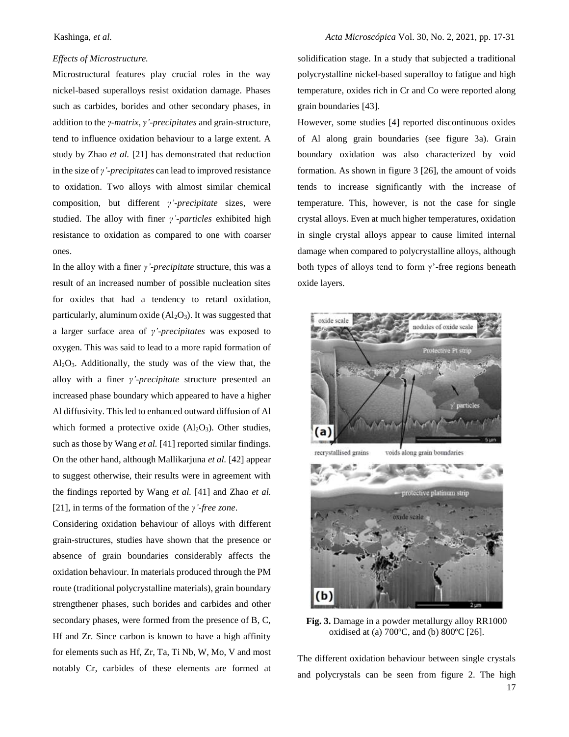*Effects of Microstructure.*

Microstructural features play crucial roles in the way nickel-based superalloys resist oxidation damage. Phases such as carbides, borides and other secondary phases, in addition to the *γ-matrix*, *γ'-precipitates* and grain-structure, tend to influence oxidation behaviour to a large extent. A study by Zhao *et al.* [21] has demonstrated that reduction in the size of *γ'-precipitates* can lead to improved resistance to oxidation. Two alloys with almost similar chemical composition, but different *γ'-precipitate* sizes, were studied. The alloy with finer *γ'-particles* exhibited high resistance to oxidation as compared to one with coarser ones.

In the alloy with a finer *γ'-precipitate* structure, this was a result of an increased number of possible nucleation sites for oxides that had a tendency to retard oxidation, particularly, aluminum oxide ($Al_2O_3$). It was suggested that a larger surface area of *γ'-precipitates* was exposed to oxygen. This was said to lead to a more rapid formation of $Al_2O_3$. Additionally, the study was of the view that, the alloy with a finer *γ'-precipitate* structure presented an increased phase boundary which appeared to have a higher Al diffusivity. This led to enhanced outward diffusion of Al which formed a protective oxide ($Al_2O_3$). Other studies, such as those by Wang *et al.* [41] reported similar findings. On the other hand, although Mallikarjuna *et al.* [42] appear to suggest otherwise, their results were in agreement with the findings reported by Wang *et al.* [41] and Zhao *et al.* [21], in terms of the formation of the *γ'-free zone*.

Considering oxidation behaviour of alloys with different grain-structures, studies have shown that the presence or absence of grain boundaries considerably affects the oxidation behaviour. In materials produced through the PM route (traditional polycrystalline materials), grain boundary strengthener phases, such borides and carbides and other secondary phases, were formed from the presence of B, C, Hf and Zr. Since carbon is known to have a high affinity for elements such as Hf, Zr, Ta, Ti Nb, W, Mo, V and most notably Cr, carbides of these elements are formed at solidification stage. In a study that subjected a traditional polycrystalline nickel-based superalloy to fatigue and high temperature, oxides rich in Cr and Co were reported along grain boundaries [43].

However, some studies [4] reported discontinuous oxides of Al along grain boundaries (see figure 3a). Grain boundary oxidation was also characterized by void formation. As shown in figure 3 [26], the amount of voids tends to increase significantly with the increase of temperature. This, however, is not the case for single crystal alloys. Even at much higher temperatures, oxidation in single crystal alloys appear to cause limited internal damage when compared to polycrystalline alloys, although both types of alloys tend to form γ'-free regions beneath oxide layers.

**Fig. 3.** Damage in a powder metallurgy alloy RR1000 oxidised at (a) 700ºC, and (b) 800ºC [26].

The different oxidation behaviour between single crystals and polycrystals can be seen from figure 2. The high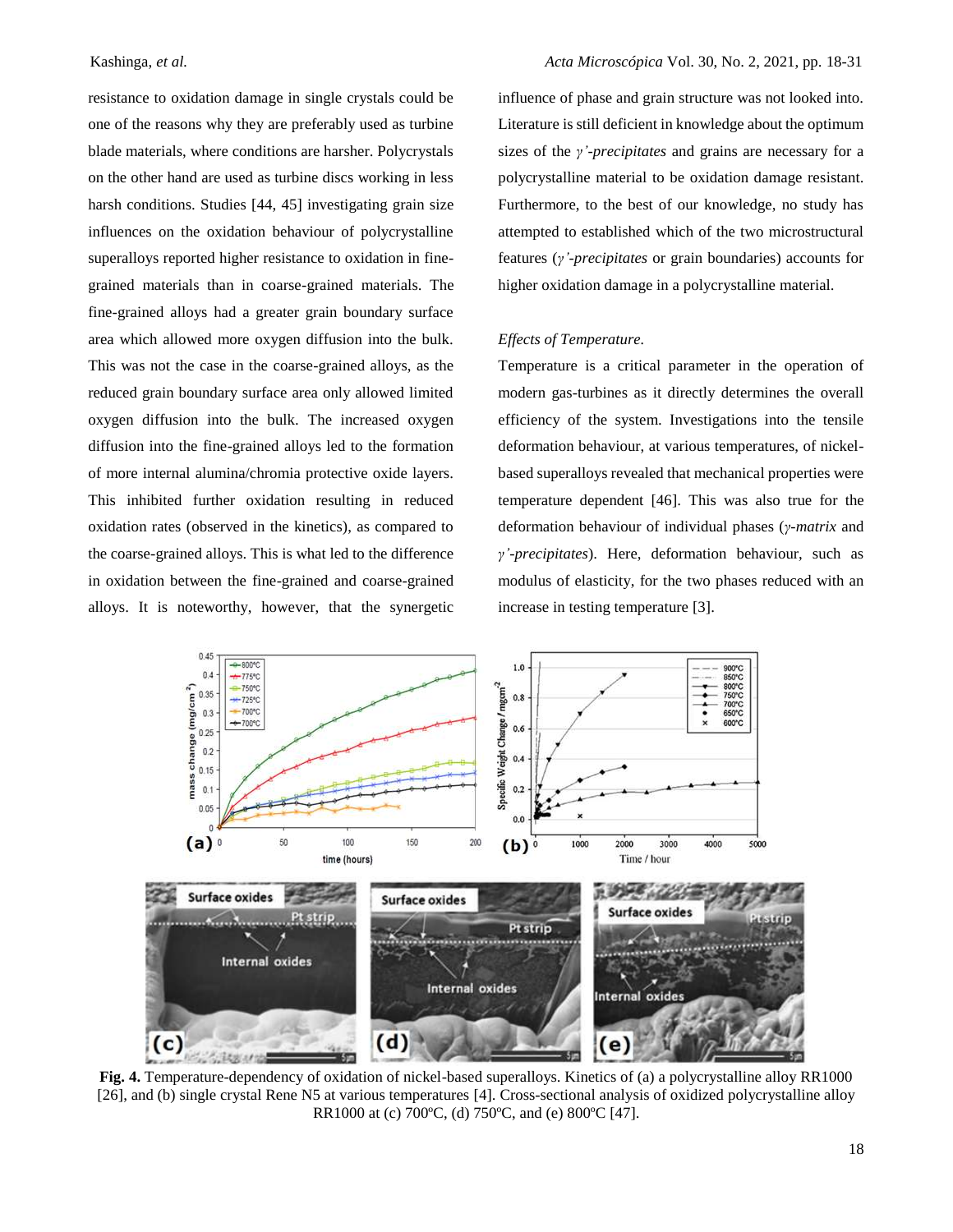resistance to oxidation damage in single crystals could be one of the reasons why they are preferably used as turbine blade materials, where conditions are harsher. Polycrystals on the other hand are used as turbine discs working in less harsh conditions. Studies [44, 45] investigating grain size influences on the oxidation behaviour of polycrystalline superalloys reported higher resistance to oxidation in fine-grained materials than in coarse-grained materials. The fine-grained alloys had a greater grain boundary surface area which allowed more oxygen diffusion into the bulk. This was not the case in the coarse-grained alloys, as the reduced grain boundary surface area only allowed limited oxygen diffusion into the bulk. The increased oxygen diffusion into the fine-grained alloys led to the formation of more internal alumina/chromia protective oxide layers. This inhibited further oxidation resulting in reduced oxidation rates (observed in the kinetics), as compared to the coarse-grained alloys. This is what led to the difference in oxidation between the fine-grained and coarse-grained alloys. It is noteworthy, however, that the synergetic influence of phase and grain structure was not looked into. Literature is still deficient in knowledge about the optimum sizes of the *γ'-precipitates* and grains are necessary for a polycrystalline material to be oxidation damage resistant. Furthermore, to the best of our knowledge, no study has attempted to established which of the two microstructural features (*γ'-precipitates* or grain boundaries) accounts for higher oxidation damage in a polycrystalline material.

*Effects of Temperature.*

Temperature is a critical parameter in the operation of modern gas-turbines as it directly determines the overall efficiency of the system. Investigations into the tensile deformation behaviour, at various temperatures, of nickel-based superalloys revealed that mechanical properties were temperature dependent [46]. This was also true for the deformation behaviour of individual phases (*γ-matrix* and *γ'-precipitates*). Here, deformation behaviour, such as modulus of elasticity, for the two phases reduced with an increase in testing temperature [3].

**Fig. 4.** Temperature-dependency of oxidation of nickel-based superalloys. Kinetics of (a) a polycrystalline alloy RR1000 [26], and (b) single crystal Rene N5 at various temperatures [4]. Cross-sectional analysis of oxidized polycrystalline alloy RR1000 at (c) 700ºC, (d) 750ºC, and (e) 800ºC [47].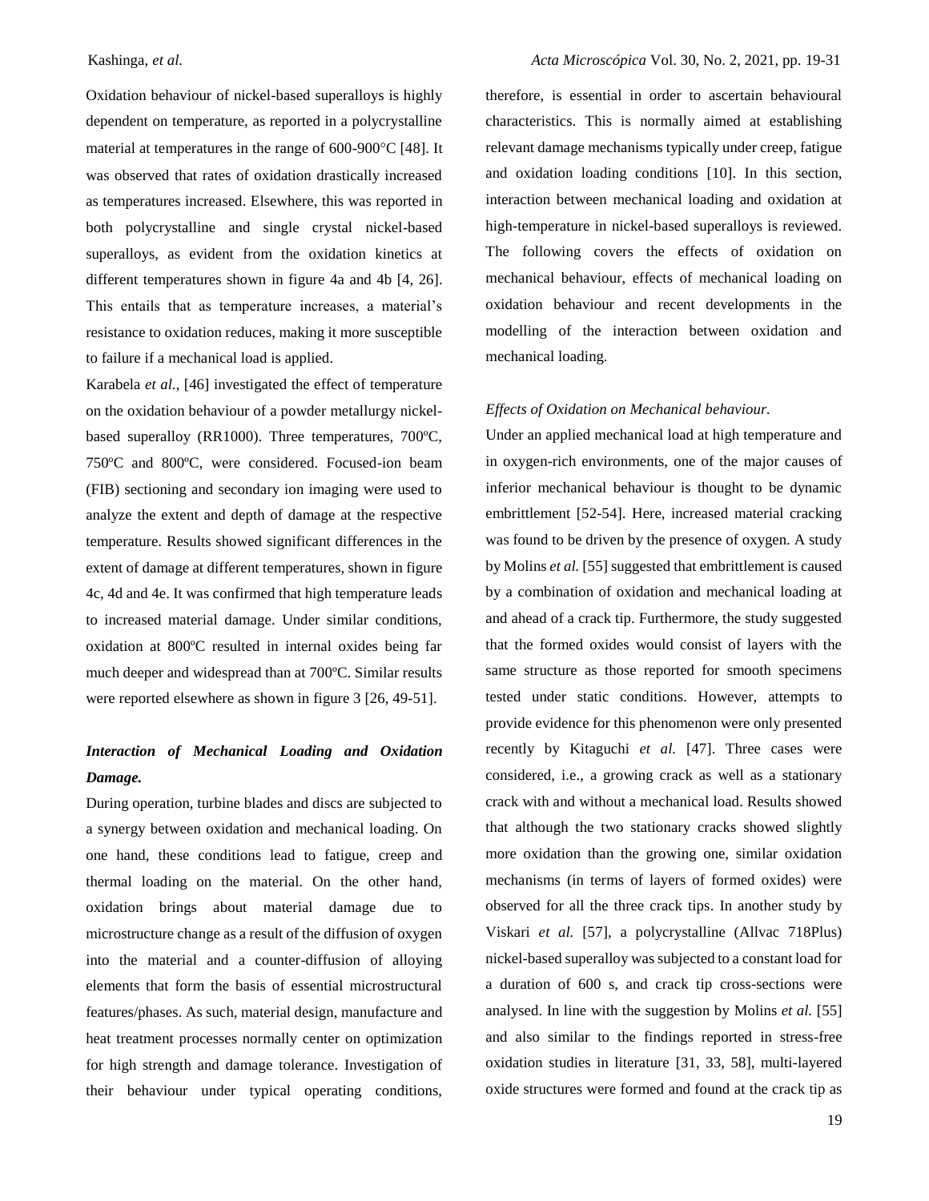Oxidation behaviour of nickel-based superalloys is highly dependent on temperature, as reported in a polycrystalline material at temperatures in the range of 600-900°C [48]. It was observed that rates of oxidation drastically increased as temperatures increased. Elsewhere, this was reported in both polycrystalline and single crystal nickel-based superalloys, as evident from the oxidation kinetics at different temperatures shown in figure 4a and 4b [4, 26]. This entails that as temperature increases, a material's resistance to oxidation reduces, making it more susceptible to failure if a mechanical load is applied.

Karabela *et al.*, [46] investigated the effect of temperature on the oxidation behaviour of a powder metallurgy nickel-based superalloy (RR1000). Three temperatures, 700ºC, 750ºC and 800ºC, were considered. Focused-ion beam (FIB) sectioning and secondary ion imaging were used to analyze the extent and depth of damage at the respective temperature. Results showed significant differences in the extent of damage at different temperatures, shown in figure 4c, 4d and 4e. It was confirmed that high temperature leads to increased material damage. Under similar conditions, oxidation at 800ºC resulted in internal oxides being far much deeper and widespread than at 700ºC. Similar results were reported elsewhere as shown in figure 3 [26, 49-51].

## *Interaction of Mechanical Loading and Oxidation Damage.*

During operation, turbine blades and discs are subjected to a synergy between oxidation and mechanical loading. On one hand, these conditions lead to fatigue, creep and thermal loading on the material. On the other hand, oxidation brings about material damage due to microstructure change as a result of the diffusion of oxygen into the material and a counter-diffusion of alloying elements that form the basis of essential microstructural features/phases. As such, material design, manufacture and heat treatment processes normally center on optimization for high strength and damage tolerance. Investigation of their behaviour under typical operating conditions, therefore, is essential in order to ascertain behavioural characteristics. This is normally aimed at establishing relevant damage mechanisms typically under creep, fatigue and oxidation loading conditions [10]. In this section, interaction between mechanical loading and oxidation at high-temperature in nickel-based superalloys is reviewed. The following covers the effects of oxidation on mechanical behaviour, effects of mechanical loading on oxidation behaviour and recent developments in the modelling of the interaction between oxidation and mechanical loading.

### *Effects of Oxidation on Mechanical behaviour.*

Under an applied mechanical load at high temperature and in oxygen-rich environments, one of the major causes of inferior mechanical behaviour is thought to be dynamic embrittlement [52-54]. Here, increased material cracking was found to be driven by the presence of oxygen. A study by Molins *et al.* [55] suggested that embrittlement is caused by a combination of oxidation and mechanical loading at and ahead of a crack tip. Furthermore, the study suggested that the formed oxides would consist of layers with the same structure as those reported for smooth specimens tested under static conditions. However, attempts to provide evidence for this phenomenon were only presented recently by Kitaguchi *et al.* [47]. Three cases were considered, i.e., a growing crack as well as a stationary crack with and without a mechanical load. Results showed that although the two stationary cracks showed slightly more oxidation than the growing one, similar oxidation mechanisms (in terms of layers of formed oxides) were observed for all the three crack tips. In another study by Viskari *et al.* [57], a polycrystalline (Allvac 718Plus) nickel-based superalloy was subjected to a constant load for a duration of 600 s, and crack tip cross-sections were analysed. In line with the suggestion by Molins *et al.* [55] and also similar to the findings reported in stress-free oxidation studies in literature [31, 33, 58], multi-layered oxide structures were formed and found at the crack tip as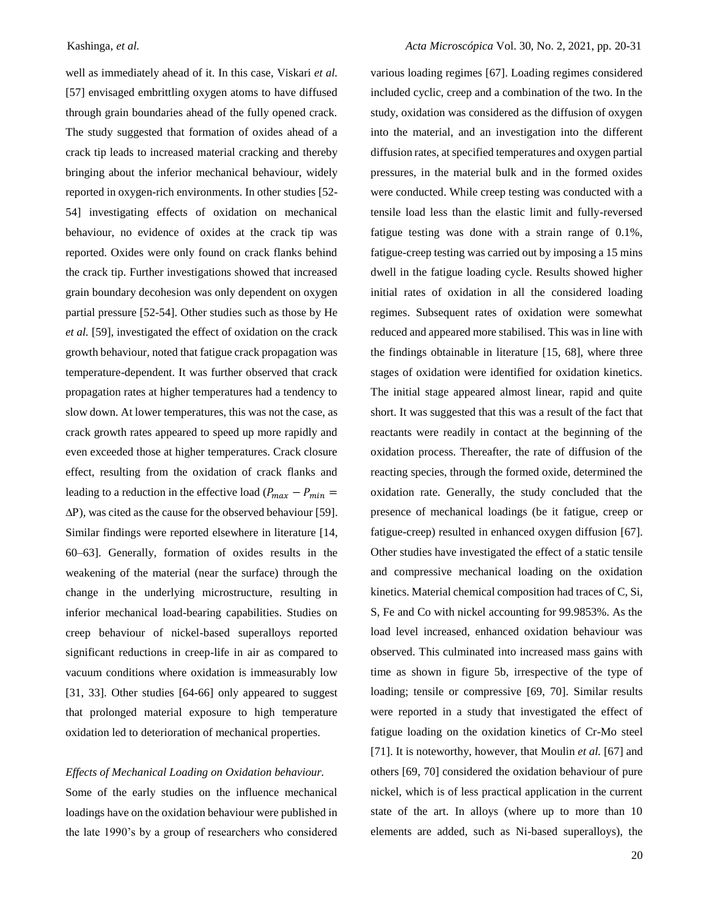well as immediately ahead of it. In this case, Viskari *et al.* [57] envisaged embrittling oxygen atoms to have diffused through grain boundaries ahead of the fully opened crack. The study suggested that formation of oxides ahead of a crack tip leads to increased material cracking and thereby bringing about the inferior mechanical behaviour, widely reported in oxygen-rich environments. In other studies [52-54] investigating effects of oxidation on mechanical behaviour, no evidence of oxides at the crack tip was reported. Oxides were only found on crack flanks behind the crack tip. Further investigations showed that increased grain boundary decohesion was only dependent on oxygen partial pressure [52-54]. Other studies such as those by He *et al.* [59], investigated the effect of oxidation on the crack growth behaviour, noted that fatigue crack propagation was temperature-dependent. It was further observed that crack propagation rates at higher temperatures had a tendency to slow down. At lower temperatures, this was not the case, as crack growth rates appeared to speed up more rapidly and even exceeded those at higher temperatures. Crack closure effect, resulting from the oxidation of crack flanks and leading to a reduction in the effective load ($P_{max} - P_{min} = \Delta P$), was cited as the cause for the observed behaviour [59]. Similar findings were reported elsewhere in literature [14, 60–63]. Generally, formation of oxides results in the weakening of the material (near the surface) through the change in the underlying microstructure, resulting in inferior mechanical load-bearing capabilities. Studies on creep behaviour of nickel-based superalloys reported significant reductions in creep-life in air as compared to vacuum conditions where oxidation is immeasurably low [31, 33]. Other studies [64-66] only appeared to suggest that prolonged material exposure to high temperature oxidation led to deterioration of mechanical properties.

*Effects of Mechanical Loading on Oxidation behaviour.*

Some of the early studies on the influence mechanical loadings have on the oxidation behaviour were published in the late 1990's by a group of researchers who considered various loading regimes [67]. Loading regimes considered included cyclic, creep and a combination of the two. In the study, oxidation was considered as the diffusion of oxygen into the material, and an investigation into the different diffusion rates, at specified temperatures and oxygen partial pressures, in the material bulk and in the formed oxides were conducted. While creep testing was conducted with a tensile load less than the elastic limit and fully-reversed fatigue testing was done with a strain range of 0.1%, fatigue-creep testing was carried out by imposing a 15 mins dwell in the fatigue loading cycle. Results showed higher initial rates of oxidation in all the considered loading regimes. Subsequent rates of oxidation were somewhat reduced and appeared more stabilised. This was in line with the findings obtainable in literature [15, 68], where three stages of oxidation were identified for oxidation kinetics. The initial stage appeared almost linear, rapid and quite short. It was suggested that this was a result of the fact that reactants were readily in contact at the beginning of the oxidation process. Thereafter, the rate of diffusion of the reacting species, through the formed oxide, determined the oxidation rate. Generally, the study concluded that the presence of mechanical loadings (be it fatigue, creep or fatigue-creep) resulted in enhanced oxygen diffusion [67]. Other studies have investigated the effect of a static tensile and compressive mechanical loading on the oxidation kinetics. Material chemical composition had traces of C, Si, S, Fe and Co with nickel accounting for 99.9853%. As the load level increased, enhanced oxidation behaviour was observed. This culminated into increased mass gains with time as shown in figure 5b, irrespective of the type of loading; tensile or compressive [69, 70]. Similar results were reported in a study that investigated the effect of fatigue loading on the oxidation kinetics of Cr-Mo steel [71]. It is noteworthy, however, that Moulin *et al.* [67] and others [69, 70] considered the oxidation behaviour of pure nickel, which is of less practical application in the current state of the art. In alloys (where up to more than 10 elements are added, such as Ni-based superalloys), the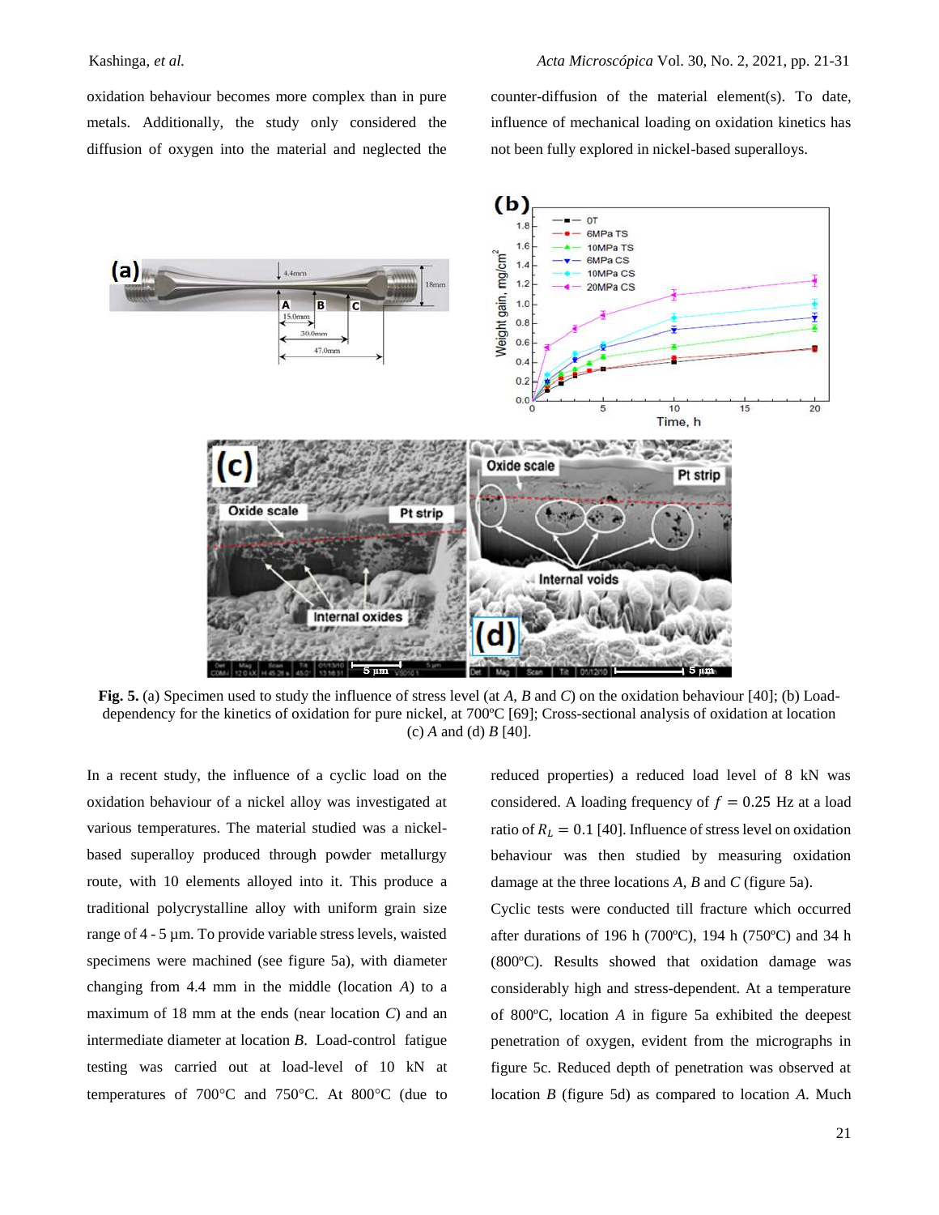oxidation behaviour becomes more complex than in pure metals. Additionally, the study only considered the diffusion of oxygen into the material and neglected the counter-diffusion of the material element(s). To date, influence of mechanical loading on oxidation kinetics has not been fully explored in nickel-based superalloys.

**Fig. 5.** (a) Specimen used to study the influence of stress level (at *A*, *B* and *C*) on the oxidation behaviour [40]; (b) Load-dependency for the kinetics of oxidation for pure nickel, at 700ºC [69]; Cross-sectional analysis of oxidation at location (c) *A* and (d) *B* [40].

In a recent study, the influence of a cyclic load on the oxidation behaviour of a nickel alloy was investigated at various temperatures. The material studied was a nickel-based superalloy produced through powder metallurgy route, with 10 elements alloyed into it. This produce a traditional polycrystalline alloy with uniform grain size range of 4 - 5 µm. To provide variable stress levels, waisted specimens were machined (see figure 5a), with diameter changing from 4.4 mm in the middle (location *A*) to a maximum of 18 mm at the ends (near location *C*) and an intermediate diameter at location *B*. Load-control fatigue testing was carried out at load-level of 10 kN at temperatures of 700°C and 750°C. At 800°C (due to reduced properties) a reduced load level of 8 kN was considered. A loading frequency of $f = 0.25$ Hz at a load ratio of $R_L = 0.1$ [40]. Influence of stress level on oxidation behaviour was then studied by measuring oxidation damage at the three locations *A*, *B* and *C* (figure 5a).

Cyclic tests were conducted till fracture which occurred after durations of 196 h (700ºC), 194 h (750ºC) and 34 h (800ºC). Results showed that oxidation damage was considerably high and stress-dependent. At a temperature of 800ºC, location *A* in figure 5a exhibited the deepest penetration of oxygen, evident from the micrographs in figure 5c. Reduced depth of penetration was observed at location *B* (figure 5d) as compared to location *A*. Much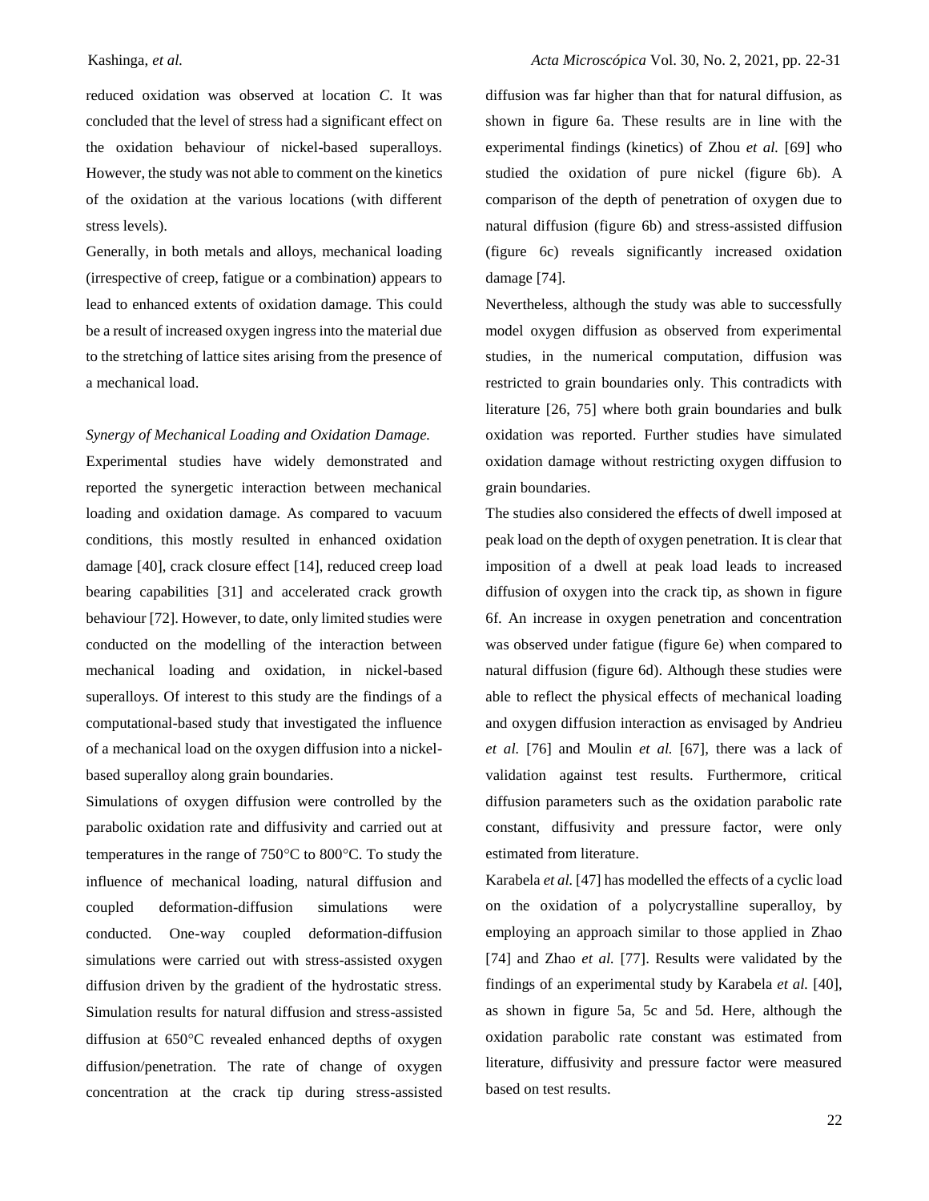reduced oxidation was observed at location *C*. It was concluded that the level of stress had a significant effect on the oxidation behaviour of nickel-based superalloys. However, the study was not able to comment on the kinetics of the oxidation at the various locations (with different stress levels).

Generally, in both metals and alloys, mechanical loading (irrespective of creep, fatigue or a combination) appears to lead to enhanced extents of oxidation damage. This could be a result of increased oxygen ingress into the material due to the stretching of lattice sites arising from the presence of a mechanical load.

*Synergy of Mechanical Loading and Oxidation Damage.*

Experimental studies have widely demonstrated and reported the synergetic interaction between mechanical loading and oxidation damage. As compared to vacuum conditions, this mostly resulted in enhanced oxidation damage [40], crack closure effect [14], reduced creep load bearing capabilities [31] and accelerated crack growth behaviour [72]. However, to date, only limited studies were conducted on the modelling of the interaction between mechanical loading and oxidation, in nickel-based superalloys. Of interest to this study are the findings of a computational-based study that investigated the influence of a mechanical load on the oxygen diffusion into a nickel-based superalloy along grain boundaries.

Simulations of oxygen diffusion were controlled by the parabolic oxidation rate and diffusivity and carried out at temperatures in the range of 750°C to 800°C. To study the influence of mechanical loading, natural diffusion and coupled deformation-diffusion simulations were conducted. One-way coupled deformation-diffusion simulations were carried out with stress-assisted oxygen diffusion driven by the gradient of the hydrostatic stress. Simulation results for natural diffusion and stress-assisted diffusion at 650°C revealed enhanced depths of oxygen diffusion/penetration. The rate of change of oxygen concentration at the crack tip during stress-assisted diffusion was far higher than that for natural diffusion, as shown in figure 6a. These results are in line with the experimental findings (kinetics) of Zhou *et al.* [69] who studied the oxidation of pure nickel (figure 6b). A comparison of the depth of penetration of oxygen due to natural diffusion (figure 6b) and stress-assisted diffusion (figure 6c) reveals significantly increased oxidation damage [74].

Nevertheless, although the study was able to successfully model oxygen diffusion as observed from experimental studies, in the numerical computation, diffusion was restricted to grain boundaries only. This contradicts with literature [26, 75] where both grain boundaries and bulk oxidation was reported. Further studies have simulated oxidation damage without restricting oxygen diffusion to grain boundaries.

The studies also considered the effects of dwell imposed at peak load on the depth of oxygen penetration. It is clear that imposition of a dwell at peak load leads to increased diffusion of oxygen into the crack tip, as shown in figure 6f. An increase in oxygen penetration and concentration was observed under fatigue (figure 6e) when compared to natural diffusion (figure 6d). Although these studies were able to reflect the physical effects of mechanical loading and oxygen diffusion interaction as envisaged by Andrieu *et al.* [76] and Moulin *et al.* [67], there was a lack of validation against test results. Furthermore, critical diffusion parameters such as the oxidation parabolic rate constant, diffusivity and pressure factor, were only estimated from literature.

Karabela *et al.* [47] has modelled the effects of a cyclic load on the oxidation of a polycrystalline superalloy, by employing an approach similar to those applied in Zhao [74] and Zhao *et al.* [77]. Results were validated by the findings of an experimental study by Karabela *et al.* [40], as shown in figure 5a, 5c and 5d. Here, although the oxidation parabolic rate constant was estimated from literature, diffusivity and pressure factor were measured based on test results.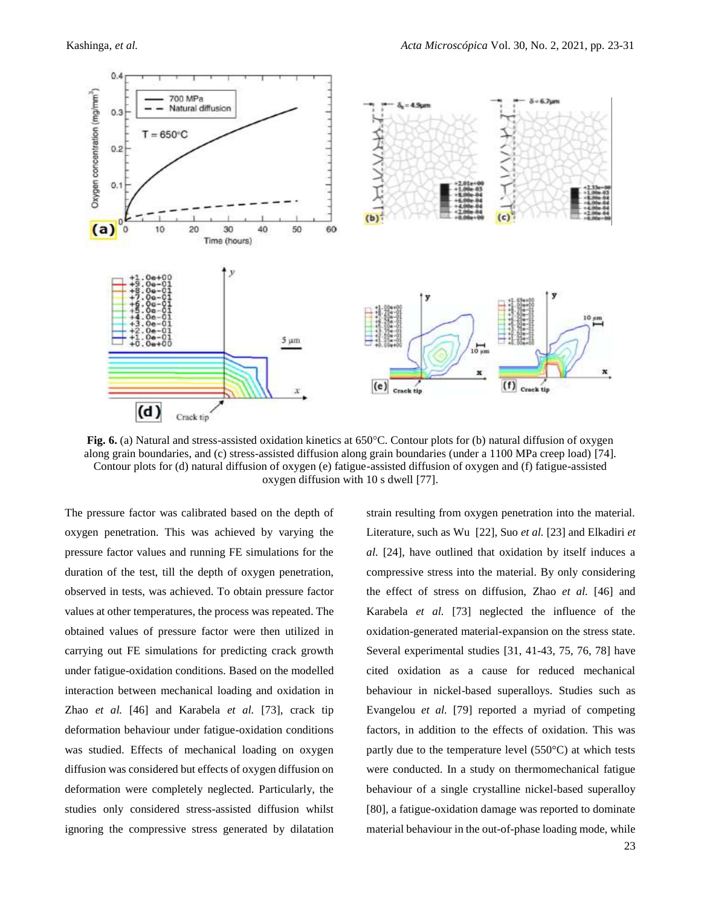**Fig. 6.** (a) Natural and stress-assisted oxidation kinetics at 650°C. Contour plots for (b) natural diffusion of oxygen along grain boundaries, and (c) stress-assisted diffusion along grain boundaries (under a 1100 MPa creep load) [74]. Contour plots for (d) natural diffusion of oxygen (e) fatigue-assisted diffusion of oxygen and (f) fatigue-assisted oxygen diffusion with 10 s dwell [77].

The pressure factor was calibrated based on the depth of oxygen penetration. This was achieved by varying the pressure factor values and running FE simulations for the duration of the test, till the depth of oxygen penetration, observed in tests, was achieved. To obtain pressure factor values at other temperatures, the process was repeated. The obtained values of pressure factor were then utilized in carrying out FE simulations for predicting crack growth under fatigue-oxidation conditions. Based on the modelled interaction between mechanical loading and oxidation in Zhao *et al.* [46] and Karabela *et al.* [73], crack tip deformation behaviour under fatigue-oxidation conditions was studied. Effects of mechanical loading on oxygen diffusion was considered but effects of oxygen diffusion on deformation were completely neglected. Particularly, the studies only considered stress-assisted diffusion whilst ignoring the compressive stress generated by dilatation strain resulting from oxygen penetration into the material. Literature, such as Wu [22], Suo *et al.* [23] and Elkadiri *et al.* [24], have outlined that oxidation by itself induces a compressive stress into the material. By only considering the effect of stress on diffusion, Zhao *et al.* [46] and Karabela *et al.* [73] neglected the influence of the oxidation-generated material-expansion on the stress state. Several experimental studies [31, 41-43, 75, 76, 78] have cited oxidation as a cause for reduced mechanical behaviour in nickel-based superalloys. Studies such as Evangelou *et al.* [79] reported a myriad of competing factors, in addition to the effects of oxidation. This was partly due to the temperature level (550°C) at which tests were conducted. In a study on thermomechanical fatigue behaviour of a single crystalline nickel-based superalloy [80], a fatigue-oxidation damage was reported to dominate material behaviour in the out-of-phase loading mode, while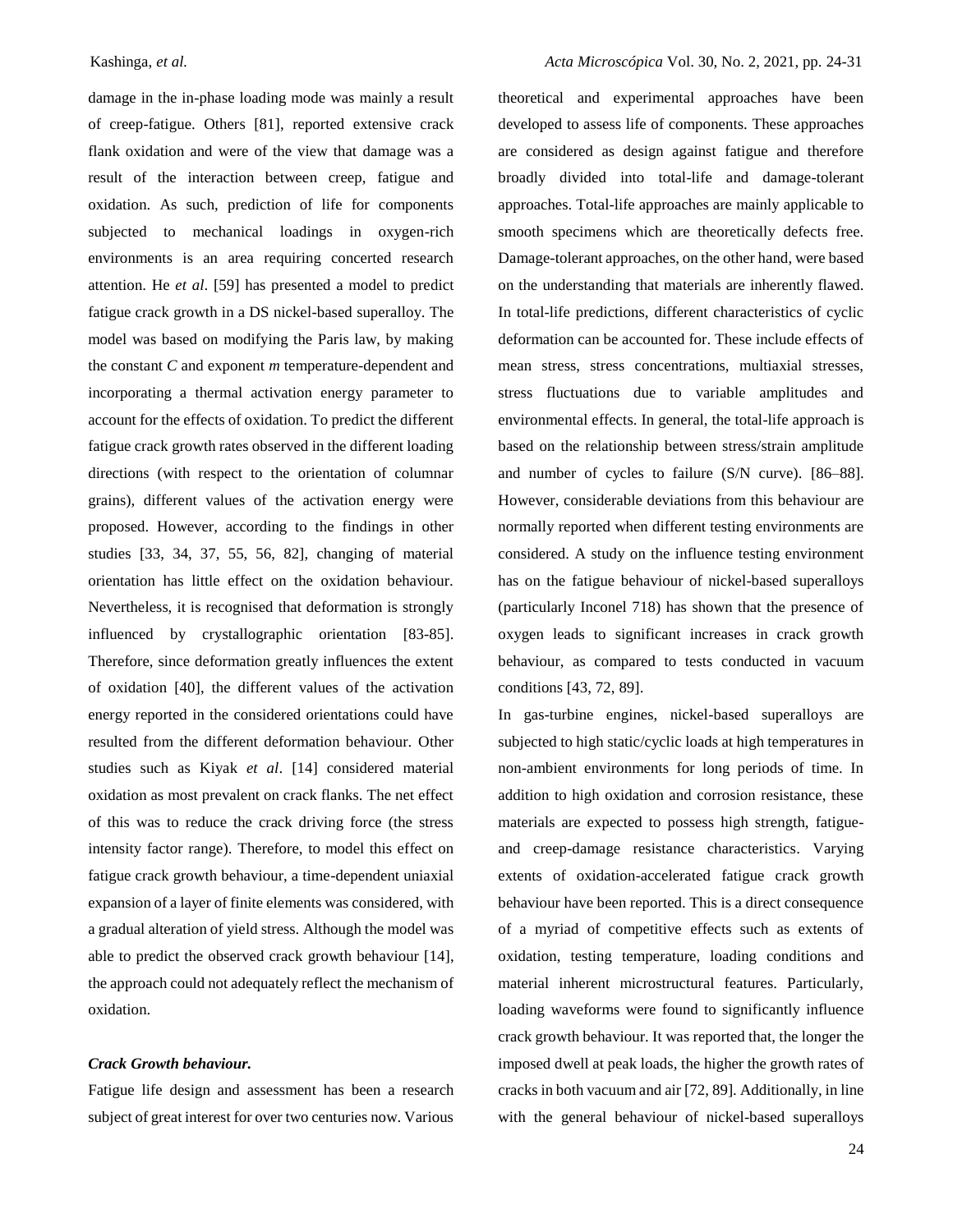damage in the in-phase loading mode was mainly a result of creep-fatigue. Others [81], reported extensive crack flank oxidation and were of the view that damage was a result of the interaction between creep, fatigue and oxidation. As such, prediction of life for components subjected to mechanical loadings in oxygen-rich environments is an area requiring concerted research attention. He *et al*. [59] has presented a model to predict fatigue crack growth in a DS nickel-based superalloy. The model was based on modifying the Paris law, by making the constant *C* and exponent *m* temperature-dependent and incorporating a thermal activation energy parameter to account for the effects of oxidation. To predict the different fatigue crack growth rates observed in the different loading directions (with respect to the orientation of columnar grains), different values of the activation energy were proposed. However, according to the findings in other studies [33, 34, 37, 55, 56, 82], changing of material orientation has little effect on the oxidation behaviour. Nevertheless, it is recognised that deformation is strongly influenced by crystallographic orientation [83-85]. Therefore, since deformation greatly influences the extent of oxidation [40], the different values of the activation energy reported in the considered orientations could have resulted from the different deformation behaviour. Other studies such as Kiyak *et al*. [14] considered material oxidation as most prevalent on crack flanks. The net effect of this was to reduce the crack driving force (the stress intensity factor range). Therefore, to model this effect on fatigue crack growth behaviour, a time-dependent uniaxial expansion of a layer of finite elements was considered, with a gradual alteration of yield stress. Although the model was able to predict the observed crack growth behaviour [14], the approach could not adequately reflect the mechanism of oxidation.

### *Crack Growth behaviour.*

Fatigue life design and assessment has been a research subject of great interest for over two centuries now. Various theoretical and experimental approaches have been developed to assess life of components. These approaches are considered as design against fatigue and therefore broadly divided into total-life and damage-tolerant approaches. Total-life approaches are mainly applicable to smooth specimens which are theoretically defects free. Damage-tolerant approaches, on the other hand, were based on the understanding that materials are inherently flawed. In total-life predictions, different characteristics of cyclic deformation can be accounted for. These include effects of mean stress, stress concentrations, multiaxial stresses, stress fluctuations due to variable amplitudes and environmental effects. In general, the total-life approach is based on the relationship between stress/strain amplitude and number of cycles to failure (S/N curve). [86–88]. However, considerable deviations from this behaviour are normally reported when different testing environments are considered. A study on the influence testing environment has on the fatigue behaviour of nickel-based superalloys (particularly Inconel 718) has shown that the presence of oxygen leads to significant increases in crack growth behaviour, as compared to tests conducted in vacuum conditions [43, 72, 89].

In gas-turbine engines, nickel-based superalloys are subjected to high static/cyclic loads at high temperatures in non-ambient environments for long periods of time. In addition to high oxidation and corrosion resistance, these materials are expected to possess high strength, fatigue- and creep-damage resistance characteristics. Varying extents of oxidation-accelerated fatigue crack growth behaviour have been reported. This is a direct consequence of a myriad of competitive effects such as extents of oxidation, testing temperature, loading conditions and material inherent microstructural features. Particularly, loading waveforms were found to significantly influence crack growth behaviour. It was reported that, the longer the imposed dwell at peak loads, the higher the growth rates of cracks in both vacuum and air [72, 89]. Additionally, in line with the general behaviour of nickel-based superalloys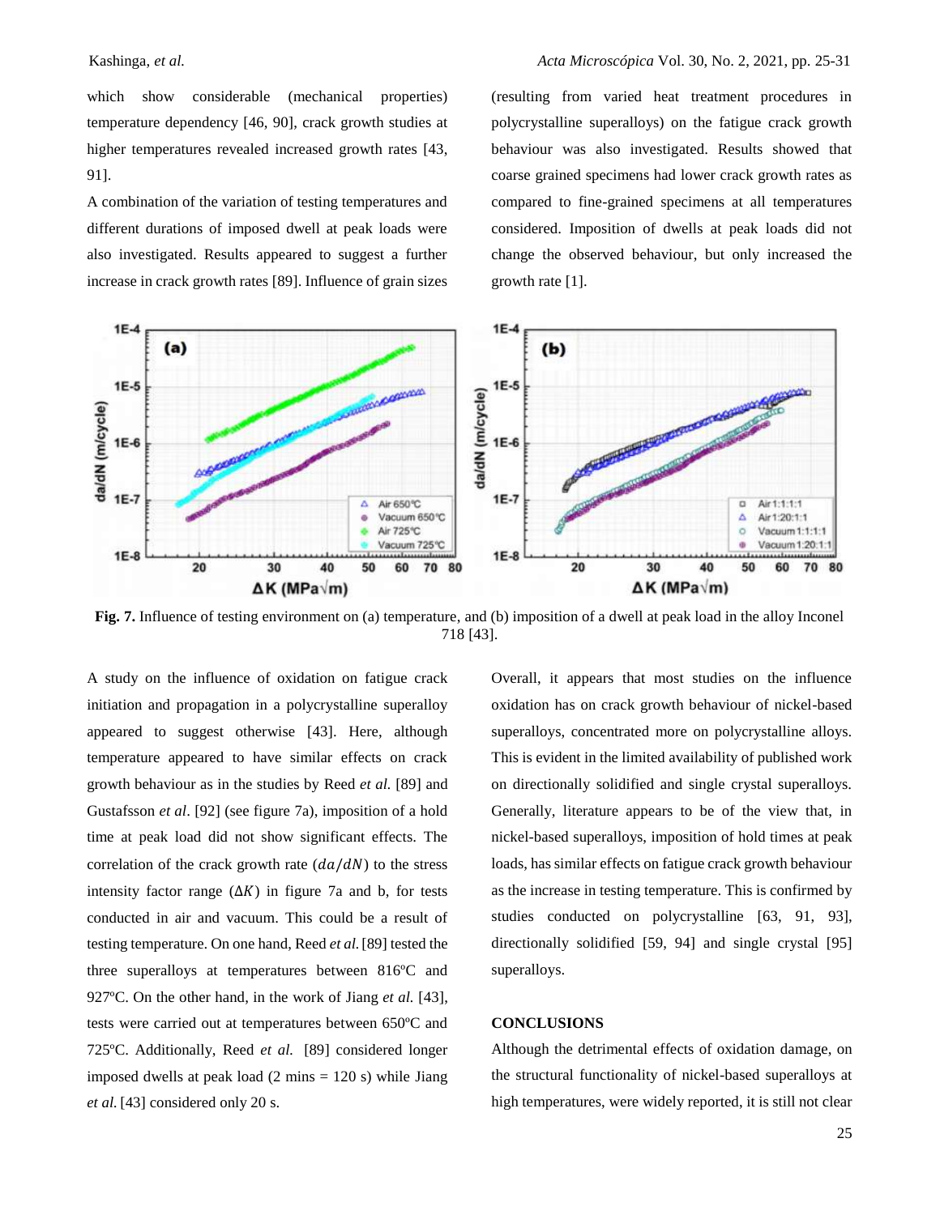which show considerable (mechanical properties) temperature dependency [46, 90], crack growth studies at higher temperatures revealed increased growth rates [43, 91].

A combination of the variation of testing temperatures and different durations of imposed dwell at peak loads were also investigated. Results appeared to suggest a further increase in crack growth rates [89]. Influence of grain sizes (resulting from varied heat treatment procedures in polycrystalline superalloys) on the fatigue crack growth behaviour was also investigated. Results showed that coarse grained specimens had lower crack growth rates as compared to fine-grained specimens at all temperatures considered. Imposition of dwells at peak loads did not change the observed behaviour, but only increased the growth rate [1].

**Fig. 7.** Influence of testing environment on (a) temperature, and (b) imposition of a dwell at peak load in the alloy Inconel 718 [43].

A study on the influence of oxidation on fatigue crack initiation and propagation in a polycrystalline superalloy appeared to suggest otherwise [43]. Here, although temperature appeared to have similar effects on crack growth behaviour as in the studies by Reed *et al.* [89] and Gustafsson *et al*. [92] (see figure 7a), imposition of a hold time at peak load did not show significant effects. The correlation of the crack growth rate ($da/dN$) to the stress intensity factor range ($\Delta K$) in figure 7a and b, for tests conducted in air and vacuum. This could be a result of testing temperature. On one hand, Reed *et al.* [89] tested the three superalloys at temperatures between 816ºC and 927ºC. On the other hand, in the work of Jiang *et al.* [43], tests were carried out at temperatures between 650ºC and 725ºC. Additionally, Reed *et al.* [89] considered longer imposed dwells at peak load (2 mins = 120 s) while Jiang *et al.* [43] considered only 20 s.

Overall, it appears that most studies on the influence oxidation has on crack growth behaviour of nickel-based superalloys, concentrated more on polycrystalline alloys. This is evident in the limited availability of published work on directionally solidified and single crystal superalloys. Generally, literature appears to be of the view that, in nickel-based superalloys, imposition of hold times at peak loads, has similar effects on fatigue crack growth behaviour as the increase in testing temperature. This is confirmed by studies conducted on polycrystalline [63, 91, 93], directionally solidified [59, 94] and single crystal [95] superalloys.

## CONCLUSIONS

Although the detrimental effects of oxidation damage, on the structural functionality of nickel-based superalloys at high temperatures, were widely reported, it is still not clear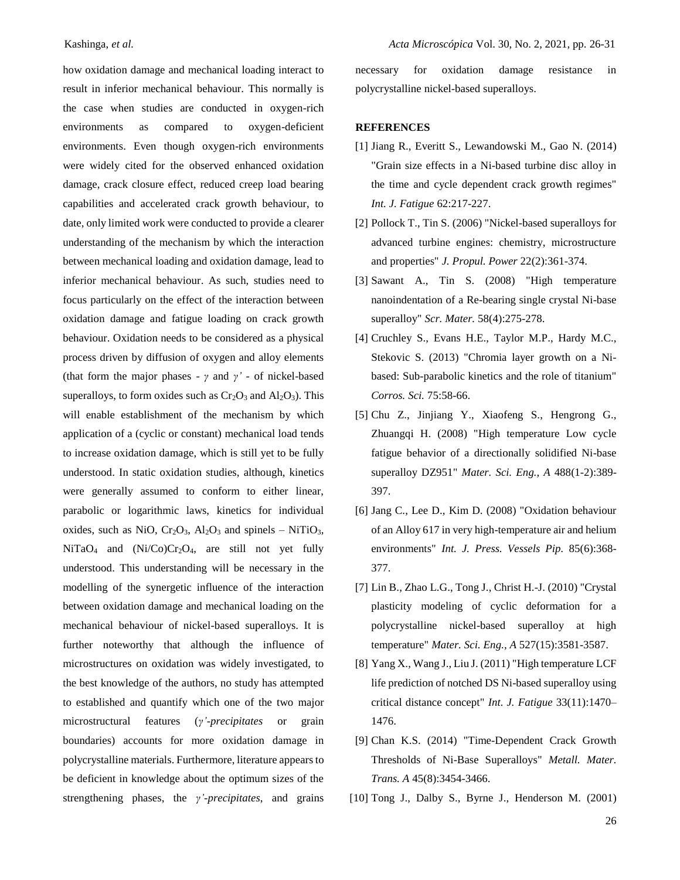how oxidation damage and mechanical loading interact to result in inferior mechanical behaviour. This normally is the case when studies are conducted in oxygen-rich environments as compared to oxygen-deficient environments. Even though oxygen-rich environments were widely cited for the observed enhanced oxidation damage, crack closure effect, reduced creep load bearing capabilities and accelerated crack growth behaviour, to date, only limited work were conducted to provide a clearer understanding of the mechanism by which the interaction between mechanical loading and oxidation damage, lead to inferior mechanical behaviour. As such, studies need to focus particularly on the effect of the interaction between oxidation damage and fatigue loading on crack growth behaviour. Oxidation needs to be considered as a physical process driven by diffusion of oxygen and alloy elements (that form the major phases - *γ* and *γ'* - of nickel-based superalloys, to form oxides such as $Cr_2O_3$ and $Al_2O_3$). This will enable establishment of the mechanism by which application of a (cyclic or constant) mechanical load tends to increase oxidation damage, which is still yet to be fully understood. In static oxidation studies, although, kinetics were generally assumed to conform to either linear, parabolic or logarithmic laws, kinetics for individual oxides, such as NiO, $Cr_2O_3$, $Al_2O_3$ and spinels – $NiTiO_3$, $NiTaO_4$ and $(Ni/Co)Cr_2O_4$, are still not yet fully understood. This understanding will be necessary in the modelling of the synergetic influence of the interaction between oxidation damage and mechanical loading on the mechanical behaviour of nickel-based superalloys. It is further noteworthy that although the influence of microstructures on oxidation was widely investigated, to the best knowledge of the authors, no study has attempted to established and quantify which one of the two major microstructural features (*γ'-precipitates* or grain boundaries) accounts for more oxidation damage in polycrystalline materials. Furthermore, literature appears to be deficient in knowledge about the optimum sizes of the strengthening phases, the *γ'-precipitates*, and grains necessary for oxidation damage resistance in polycrystalline nickel-based superalloys.

## REFERENCES

[1] Jiang R., Everitt S., Lewandowski M., Gao N. (2014) "Grain size effects in a Ni-based turbine disc alloy in the time and cycle dependent crack growth regimes" *Int. J. Fatigue* 62:217-227.

[2] Pollock T., Tin S. (2006) "Nickel-based superalloys for advanced turbine engines: chemistry, microstructure and properties" *J. Propul. Power* 22(2):361-374.

[3] Sawant A., Tin S. (2008) "High temperature nanoindentation of a Re-bearing single crystal Ni-base superalloy" *Scr. Mater.* 58(4):275-278.

[4] Cruchley S., Evans H.E., Taylor M.P., Hardy M.C., Stekovic S. (2013) "Chromia layer growth on a Ni-based: Sub-parabolic kinetics and the role of titanium" *Corros. Sci.* 75:58-66.

[5] Chu Z., Jinjiang Y., Xiaofeng S., Hengrong G., Zhuangqi H. (2008) "High temperature Low cycle fatigue behavior of a directionally solidified Ni-base superalloy DZ951" *Mater. Sci. Eng., A* 488(1-2):389-397.

[6] Jang C., Lee D., Kim D. (2008) "Oxidation behaviour of an Alloy 617 in very high-temperature air and helium environments" *Int. J. Press. Vessels Pip.* 85(6):368-377.

[7] Lin B., Zhao L.G., Tong J., Christ H.-J. (2010) "Crystal plasticity modeling of cyclic deformation for a polycrystalline nickel-based superalloy at high temperature" *Mater. Sci. Eng., A* 527(15):3581-3587.

[8] Yang X., Wang J., Liu J. (2011) "High temperature LCF life prediction of notched DS Ni-based superalloy using critical distance concept" *Int. J. Fatigue* 33(11):1470–1476.

[9] Chan K.S. (2014) "Time-Dependent Crack Growth Thresholds of Ni-Base Superalloys" *Metall. Mater. Trans. A* 45(8):3454-3466.

[10] Tong J., Dalby S., Byrne J., Henderson M. (2001)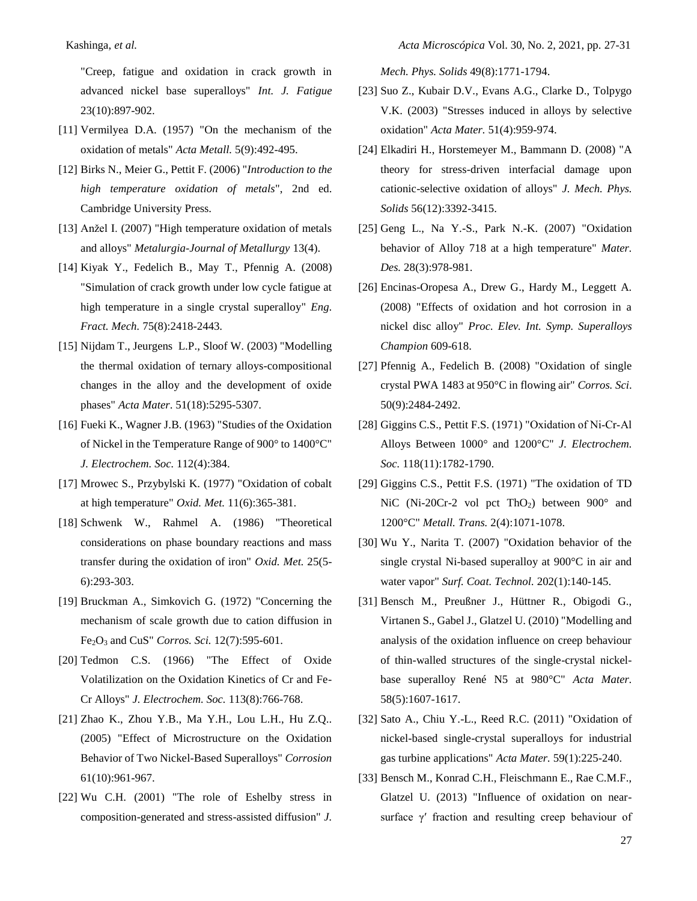"Creep, fatigue and oxidation in crack growth in advanced nickel base superalloys" *Int. J. Fatigue* 23(10):897-902.

[11] Vermilyea D.A. (1957) "On the mechanism of the oxidation of metals" *Acta Metall.* 5(9):492-495.

[12] Birks N., Meier G., Pettit F. (2006) "*Introduction to the high temperature oxidation of metals*", 2nd ed. Cambridge University Press.

[13] Anžel I. (2007) "High temperature oxidation of metals and alloys" *Metalurgia-Journal of Metallurgy* 13(4).

[14] Kiyak Y., Fedelich B., May T., Pfennig A. (2008) "Simulation of crack growth under low cycle fatigue at high temperature in a single crystal superalloy" *Eng. Fract. Mech.* 75(8):2418-2443.

[15] Nijdam T., Jeurgens L.P., Sloof W. (2003) "Modelling the thermal oxidation of ternary alloys-compositional changes in the alloy and the development of oxide phases" *Acta Mater*. 51(18):5295-5307.

[16] Fueki K., Wagner J.B. (1963) "Studies of the Oxidation of Nickel in the Temperature Range of 900° to 1400°C" *J. Electrochem. Soc.* 112(4):384.

[17] Mrowec S., Przybylski K. (1977) "Oxidation of cobalt at high temperature" *Oxid. Met.* 11(6):365-381.

[18] Schwenk W., Rahmel A. (1986) "Theoretical considerations on phase boundary reactions and mass transfer during the oxidation of iron" *Oxid. Met.* 25(5-6):293-303.

[19] Bruckman A., Simkovich G. (1972) "Concerning the mechanism of scale growth due to cation diffusion in $Fe_2O_3$ and CuS" *Corros. Sci.* 12(7):595-601.

[20] Tedmon C.S. (1966) "The Effect of Oxide Volatilization on the Oxidation Kinetics of Cr and Fe-Cr Alloys" *J. Electrochem. Soc.* 113(8):766-768.

[21] Zhao K., Zhou Y.B., Ma Y.H., Lou L.H., Hu Z.Q.. (2005) "Effect of Microstructure on the Oxidation Behavior of Two Nickel-Based Superalloys" *Corrosion* 61(10):961-967.

[22] Wu C.H. (2001) "The role of Eshelby stress in composition-generated and stress-assisted diffusion" *J. Mech. Phys. Solids* 49(8):1771-1794.

[23] Suo Z., Kubair D.V., Evans A.G., Clarke D., Tolpygo V.K. (2003) "Stresses induced in alloys by selective oxidation" *Acta Mater.* 51(4):959-974.

[24] Elkadiri H., Horstemeyer M., Bammann D. (2008) "A theory for stress-driven interfacial damage upon cationic-selective oxidation of alloys" *J. Mech. Phys. Solids* 56(12):3392-3415.

[25] Geng L., Na Y.-S., Park N.-K. (2007) "Oxidation behavior of Alloy 718 at a high temperature" *Mater. Des.* 28(3):978-981.

[26] Encinas-Oropesa A., Drew G., Hardy M., Leggett A. (2008) "Effects of oxidation and hot corrosion in a nickel disc alloy" *Proc. Elev. Int. Symp. Superalloys Champion* 609-618.

[27] Pfennig A., Fedelich B. (2008) "Oxidation of single crystal PWA 1483 at 950°C in flowing air" *Corros. Sci*. 50(9):2484-2492.

[28] Giggins C.S., Pettit F.S. (1971) "Oxidation of Ni-Cr-Al Alloys Between 1000° and 1200°C" *J. Electrochem. Soc.* 118(11):1782-1790.

[29] Giggins C.S., Pettit F.S. (1971) "The oxidation of TD NiC (Ni-20Cr-2 vol pct $ThO_2$) between 900° and 1200°C" *Metall. Trans.* 2(4):1071-1078.

[30] Wu Y., Narita T. (2007) "Oxidation behavior of the single crystal Ni-based superalloy at 900°C in air and water vapor" *Surf. Coat. Technol.* 202(1):140-145.

[31] Bensch M., Preußner J., Hüttner R., Obigodi G., Virtanen S., Gabel J., Glatzel U. (2010) "Modelling and analysis of the oxidation influence on creep behaviour of thin-walled structures of the single-crystal nickel-base superalloy René N5 at 980°C" *Acta Mater.* 58(5):1607-1617.

[32] Sato A., Chiu Y.-L., Reed R.C. (2011) "Oxidation of nickel-based single-crystal superalloys for industrial gas turbine applications" *Acta Mater.* 59(1):225-240.

[33] Bensch M., Konrad C.H., Fleischmann E., Rae C.M.F., Glatzel U. (2013) "Influence of oxidation on near-surface $\gamma'$ fraction and resulting creep behaviour of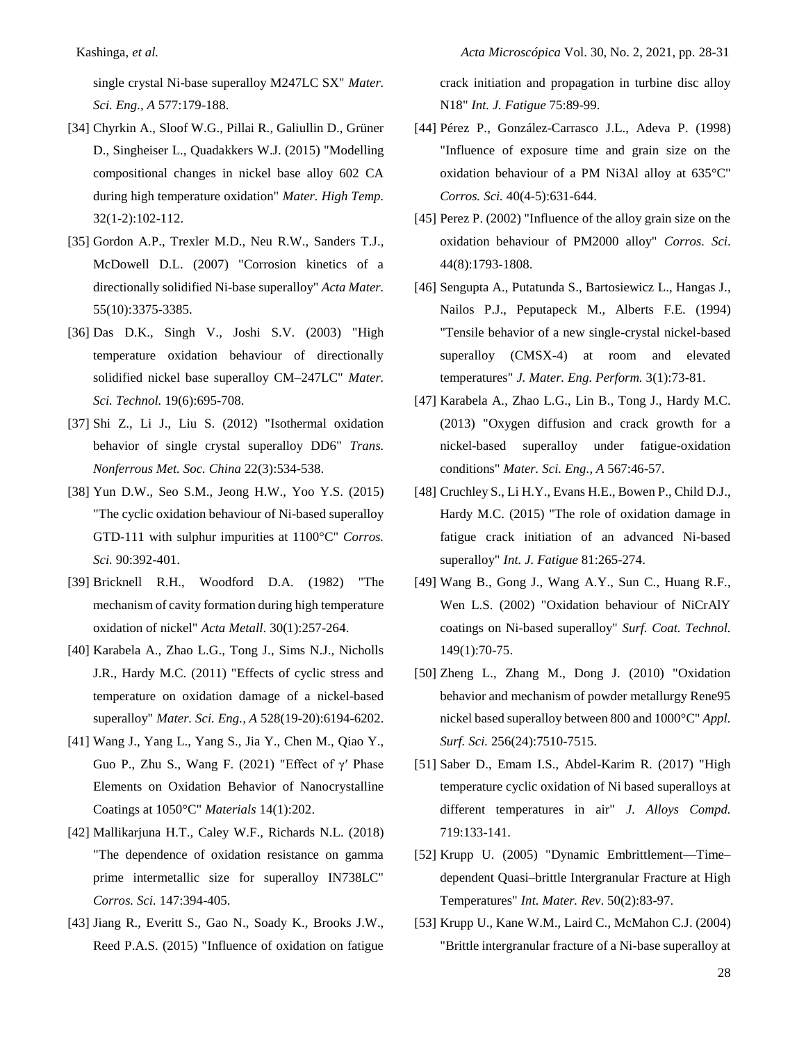single crystal Ni-base superalloy M247LC SX" *Mater. Sci. Eng., A* 577:179-188.

[34] Chyrkin A., Sloof W.G., Pillai R., Galiullin D., Grüner D., Singheiser L., Quadakkers W.J. (2015) "Modelling compositional changes in nickel base alloy 602 CA during high temperature oxidation" *Mater. High Temp.* 32(1-2):102-112.

[35] Gordon A.P., Trexler M.D., Neu R.W., Sanders T.J., McDowell D.L. (2007) "Corrosion kinetics of a directionally solidified Ni-base superalloy" *Acta Mater.* 55(10):3375-3385.

[36] Das D.K., Singh V., Joshi S.V. (2003) "High temperature oxidation behaviour of directionally solidified nickel base superalloy CM–247LC" *Mater. Sci. Technol.* 19(6):695-708.

[37] Shi Z., Li J., Liu S. (2012) "Isothermal oxidation behavior of single crystal superalloy DD6" *Trans. Nonferrous Met. Soc. China* 22(3):534-538.

[38] Yun D.W., Seo S.M., Jeong H.W., Yoo Y.S. (2015) "The cyclic oxidation behaviour of Ni-based superalloy GTD-111 with sulphur impurities at 1100°C" *Corros. Sci.* 90:392-401.

[39] Bricknell R.H., Woodford D.A. (1982) "The mechanism of cavity formation during high temperature oxidation of nickel" *Acta Metall*. 30(1):257-264.

[40] Karabela A., Zhao L.G., Tong J., Sims N.J., Nicholls J.R., Hardy M.C. (2011) "Effects of cyclic stress and temperature on oxidation damage of a nickel-based superalloy" *Mater. Sci. Eng., A* 528(19-20):6194-6202.

[41] Wang J., Yang L., Yang S., Jia Y., Chen M., Qiao Y., Guo P., Zhu S., Wang F. (2021) "Effect of γ′ Phase Elements on Oxidation Behavior of Nanocrystalline Coatings at 1050°C" *Materials* 14(1):202.

[42] Mallikarjuna H.T., Caley W.F., Richards N.L. (2018) "The dependence of oxidation resistance on gamma prime intermetallic size for superalloy IN738LC" *Corros. Sci.* 147:394-405.

[43] Jiang R., Everitt S., Gao N., Soady K., Brooks J.W., Reed P.A.S. (2015) "Influence of oxidation on fatigue crack initiation and propagation in turbine disc alloy N18" *Int. J. Fatigue* 75:89-99.

[44] Pérez P., González-Carrasco J.L., Adeva P. (1998) "Influence of exposure time and grain size on the oxidation behaviour of a PM Ni3Al alloy at 635°C" *Corros. Sci.* 40(4-5):631-644.

[45] Perez P. (2002) "Influence of the alloy grain size on the oxidation behaviour of PM2000 alloy" *Corros. Sci*. 44(8):1793-1808.

[46] Sengupta A., Putatunda S., Bartosiewicz L., Hangas J., Nailos P.J., Peputapeck M., Alberts F.E. (1994) "Tensile behavior of a new single-crystal nickel-based superalloy (CMSX-4) at room and elevated temperatures" *J. Mater. Eng. Perform.* 3(1):73-81.

[47] Karabela A., Zhao L.G., Lin B., Tong J., Hardy M.C. (2013) "Oxygen diffusion and crack growth for a nickel-based superalloy under fatigue-oxidation conditions" *Mater. Sci. Eng., A* 567:46-57.

[48] Cruchley S., Li H.Y., Evans H.E., Bowen P., Child D.J., Hardy M.C. (2015) "The role of oxidation damage in fatigue crack initiation of an advanced Ni-based superalloy" *Int. J. Fatigue* 81:265-274.

[49] Wang B., Gong J., Wang A.Y., Sun C., Huang R.F., Wen L.S. (2002) "Oxidation behaviour of NiCrAlY coatings on Ni-based superalloy" *Surf. Coat. Technol.* 149(1):70-75.

[50] Zheng L., Zhang M., Dong J. (2010) "Oxidation behavior and mechanism of powder metallurgy Rene95 nickel based superalloy between 800 and 1000°C" *Appl. Surf. Sci.* 256(24):7510-7515.

[51] Saber D., Emam I.S., Abdel-Karim R. (2017) "High temperature cyclic oxidation of Ni based superalloys at different temperatures in air" *J. Alloys Compd.* 719:133-141.

[52] Krupp U. (2005) "Dynamic Embrittlement—Time–dependent Quasi–brittle Intergranular Fracture at High Temperatures" *Int. Mater. Rev*. 50(2):83-97.

[53] Krupp U., Kane W.M., Laird C., McMahon C.J. (2004) "Brittle intergranular fracture of a Ni-base superalloy at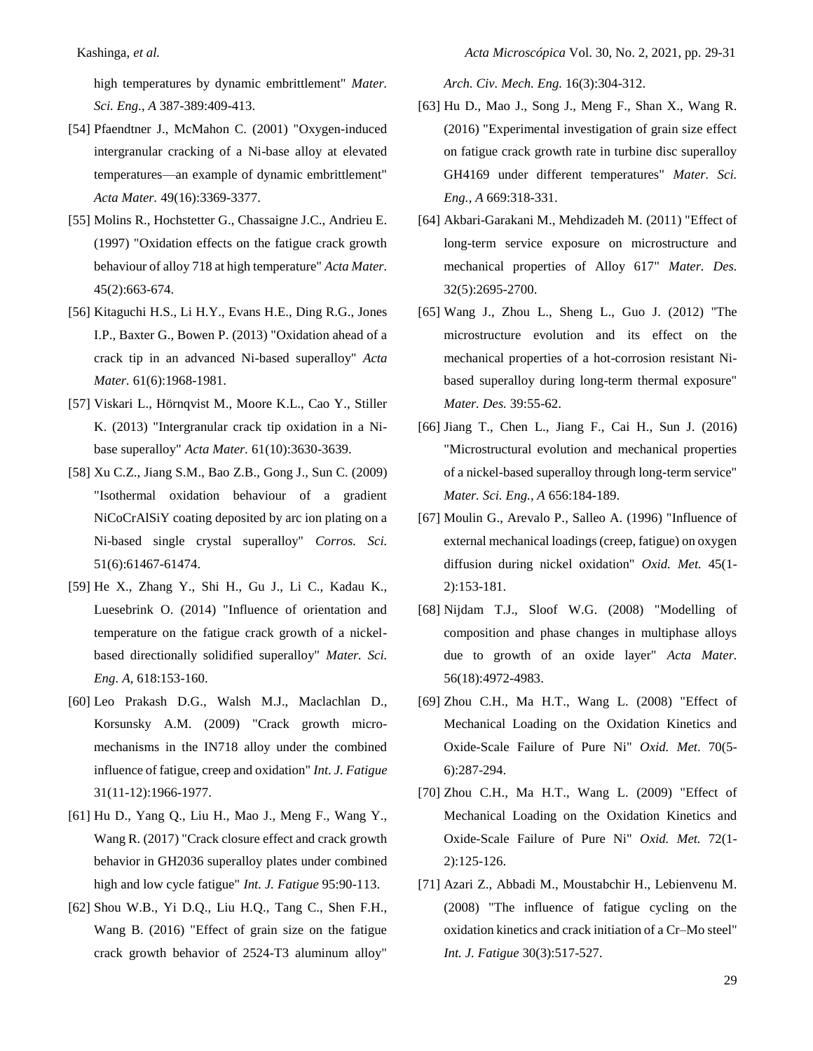high temperatures by dynamic embrittlement" *Mater. Sci. Eng., A* 387-389:409-413.

[54] Pfaendtner J., McMahon C. (2001) "Oxygen-induced intergranular cracking of a Ni-base alloy at elevated temperatures—an example of dynamic embrittlement" *Acta Mater.* 49(16):3369-3377.

[55] Molins R., Hochstetter G., Chassaigne J.C., Andrieu E. (1997) "Oxidation effects on the fatigue crack growth behaviour of alloy 718 at high temperature" *Acta Mater.* 45(2):663-674.

[56] Kitaguchi H.S., Li H.Y., Evans H.E., Ding R.G., Jones I.P., Baxter G., Bowen P. (2013) "Oxidation ahead of a crack tip in an advanced Ni-based superalloy" *Acta Mater.* 61(6):1968-1981.

[57] Viskari L., Hörnqvist M., Moore K.L., Cao Y., Stiller K. (2013) "Intergranular crack tip oxidation in a Ni-base superalloy" *Acta Mater.* 61(10):3630-3639.

[58] Xu C.Z., Jiang S.M., Bao Z.B., Gong J., Sun C. (2009) "Isothermal oxidation behaviour of a gradient NiCoCrAlSiY coating deposited by arc ion plating on a Ni-based single crystal superalloy" *Corros. Sci.* 51(6):61467-61474.

[59] He X., Zhang Y., Shi H., Gu J., Li C., Kadau K., Luesebrink O. (2014) "Influence of orientation and temperature on the fatigue crack growth of a nickel-based directionally solidified superalloy" *Mater. Sci. Eng. A*, 618:153-160.

[60] Leo Prakash D.G., Walsh M.J., Maclachlan D., Korsunsky A.M. (2009) "Crack growth micro-mechanisms in the IN718 alloy under the combined influence of fatigue, creep and oxidation" *Int. J. Fatigue* 31(11-12):1966-1977.

[61] Hu D., Yang Q., Liu H., Mao J., Meng F., Wang Y., Wang R. (2017) "Crack closure effect and crack growth behavior in GH2036 superalloy plates under combined high and low cycle fatigue" *Int. J. Fatigue* 95:90-113.

[62] Shou W.B., Yi D.Q., Liu H.Q., Tang C., Shen F.H., Wang B. (2016) "Effect of grain size on the fatigue crack growth behavior of 2524-T3 aluminum alloy" *Arch. Civ. Mech. Eng.* 16(3):304-312.

[63] Hu D., Mao J., Song J., Meng F., Shan X., Wang R. (2016) "Experimental investigation of grain size effect on fatigue crack growth rate in turbine disc superalloy GH4169 under different temperatures" *Mater. Sci. Eng., A* 669:318-331.

[64] Akbari-Garakani M., Mehdizadeh M. (2011) "Effect of long-term service exposure on microstructure and mechanical properties of Alloy 617" *Mater. Des.* 32(5):2695-2700.

[65] Wang J., Zhou L., Sheng L., Guo J. (2012) "The microstructure evolution and its effect on the mechanical properties of a hot-corrosion resistant Ni-based superalloy during long-term thermal exposure" *Mater. Des.* 39:55-62.

[66] Jiang T., Chen L., Jiang F., Cai H., Sun J. (2016) "Microstructural evolution and mechanical properties of a nickel-based superalloy through long-term service" *Mater. Sci. Eng., A* 656:184-189.

[67] Moulin G., Arevalo P., Salleo A. (1996) "Influence of external mechanical loadings (creep, fatigue) on oxygen diffusion during nickel oxidation" *Oxid. Met.* 45(1-2):153-181.

[68] Nijdam T.J., Sloof W.G. (2008) "Modelling of composition and phase changes in multiphase alloys due to growth of an oxide layer" *Acta Mater.* 56(18):4972-4983.

[69] Zhou C.H., Ma H.T., Wang L. (2008) "Effect of Mechanical Loading on the Oxidation Kinetics and Oxide-Scale Failure of Pure Ni" *Oxid. Met*. 70(5-6):287-294.

[70] Zhou C.H., Ma H.T., Wang L. (2009) "Effect of Mechanical Loading on the Oxidation Kinetics and Oxide-Scale Failure of Pure Ni" *Oxid. Met.* 72(1-2):125-126.

[71] Azari Z., Abbadi M., Moustabchir H., Lebienvenu M. (2008) "The influence of fatigue cycling on the oxidation kinetics and crack initiation of a Cr–Mo steel" *Int. J. Fatigue* 30(3):517-527.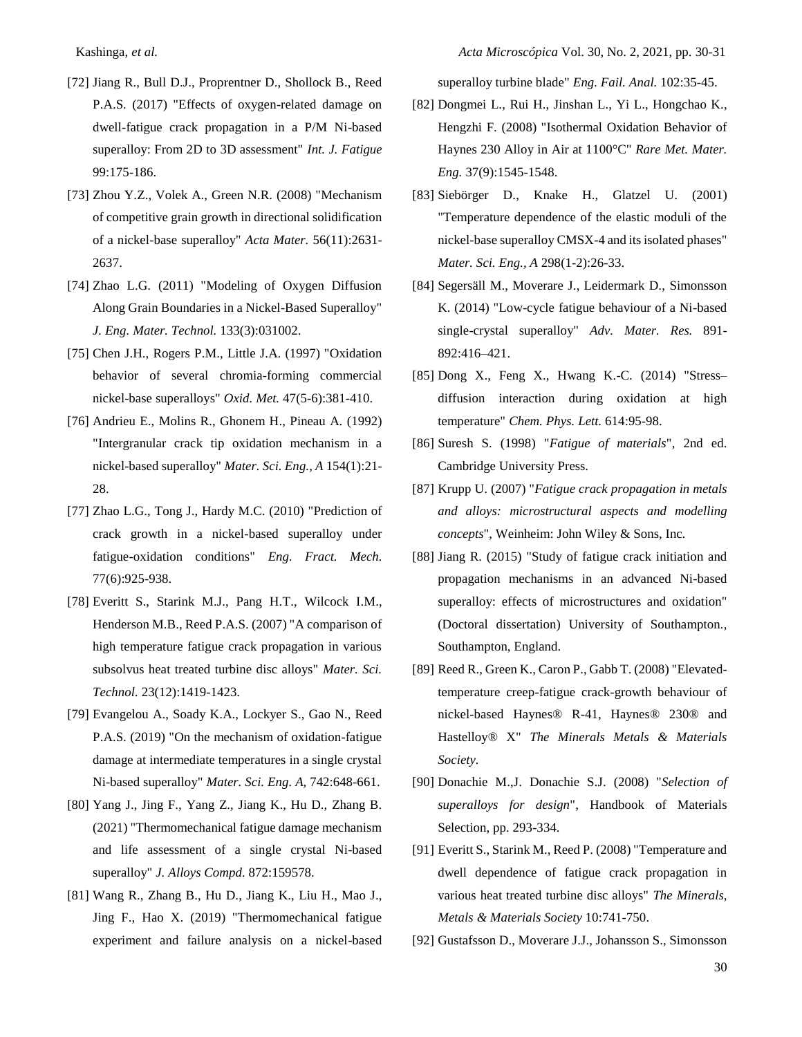[72] Jiang R., Bull D.J., Proprentner D., Shollock B., Reed P.A.S. (2017) "Effects of oxygen-related damage on dwell-fatigue crack propagation in a P/M Ni-based superalloy: From 2D to 3D assessment" *Int. J. Fatigue* 99:175-186.

[73] Zhou Y.Z., Volek A., Green N.R. (2008) "Mechanism of competitive grain growth in directional solidification of a nickel-base superalloy" *Acta Mater.* 56(11):2631-2637.

[74] Zhao L.G. (2011) "Modeling of Oxygen Diffusion Along Grain Boundaries in a Nickel-Based Superalloy" *J. Eng. Mater. Technol.* 133(3):031002.

[75] Chen J.H., Rogers P.M., Little J.A. (1997) "Oxidation behavior of several chromia-forming commercial nickel-base superalloys" *Oxid. Met.* 47(5-6):381-410.

[76] Andrieu E., Molins R., Ghonem H., Pineau A. (1992) "Intergranular crack tip oxidation mechanism in a nickel-based superalloy" *Mater. Sci. Eng., A* 154(1):21-28.

[77] Zhao L.G., Tong J., Hardy M.C. (2010) "Prediction of crack growth in a nickel-based superalloy under fatigue-oxidation conditions" *Eng. Fract. Mech.* 77(6):925-938.

[78] Everitt S., Starink M.J., Pang H.T., Wilcock I.M., Henderson M.B., Reed P.A.S. (2007) "A comparison of high temperature fatigue crack propagation in various subsolvus heat treated turbine disc alloys" *Mater. Sci. Technol.* 23(12):1419-1423.

[79] Evangelou A., Soady K.A., Lockyer S., Gao N., Reed P.A.S. (2019) "On the mechanism of oxidation-fatigue damage at intermediate temperatures in a single crystal Ni-based superalloy" *Mater. Sci. Eng. A,* 742:648-661.

[80] Yang J., Jing F., Yang Z., Jiang K., Hu D., Zhang B. (2021) "Thermomechanical fatigue damage mechanism and life assessment of a single crystal Ni-based superalloy" *J. Alloys Compd.* 872:159578.

[81] Wang R., Zhang B., Hu D., Jiang K., Liu H., Mao J., Jing F., Hao X. (2019) "Thermomechanical fatigue experiment and failure analysis on a nickel-based superalloy turbine blade" *Eng. Fail. Anal.* 102:35-45.

[82] Dongmei L., Rui H., Jinshan L., Yi L., Hongchao K., Hengzhi F. (2008) "Isothermal Oxidation Behavior of Haynes 230 Alloy in Air at 1100°C" *Rare Met. Mater. Eng.* 37(9):1545-1548.

[83] Siebörger D., Knake H., Glatzel U. (2001) "Temperature dependence of the elastic moduli of the nickel-base superalloy CMSX-4 and its isolated phases" *Mater. Sci. Eng., A* 298(1-2):26-33.

[84] Segersäll M., Moverare J., Leidermark D., Simonsson K. (2014) "Low-cycle fatigue behaviour of a Ni-based single-crystal superalloy" *Adv. Mater. Res.* 891-892:416–421.

[85] Dong X., Feng X., Hwang K.-C. (2014) "Stress–diffusion interaction during oxidation at high temperature" *Chem. Phys. Lett.* 614:95-98.

[86] Suresh S. (1998) "*Fatigue of materials*", 2nd ed. Cambridge University Press.

[87] Krupp U. (2007) "*Fatigue crack propagation in metals and alloys: microstructural aspects and modelling concepts*", Weinheim: John Wiley & Sons, Inc.

[88] Jiang R. (2015) "Study of fatigue crack initiation and propagation mechanisms in an advanced Ni-based superalloy: effects of microstructures and oxidation" (Doctoral dissertation) University of Southampton., Southampton, England.

[89] Reed R., Green K., Caron P., Gabb T. (2008) "Elevated-temperature creep-fatigue crack-growth behaviour of nickel-based Haynes® R-41, Haynes® 230® and Hastelloy® X" *The Minerals Metals & Materials Society.*

[90] Donachie M.,J. Donachie S.J. (2008) "*Selection of superalloys for design*", Handbook of Materials Selection, pp. 293-334.

[91] Everitt S., Starink M., Reed P. (2008) "Temperature and dwell dependence of fatigue crack propagation in various heat treated turbine disc alloys" *The Minerals, Metals & Materials Society* 10:741-750.

[92] Gustafsson D., Moverare J.J., Johansson S., Simonsson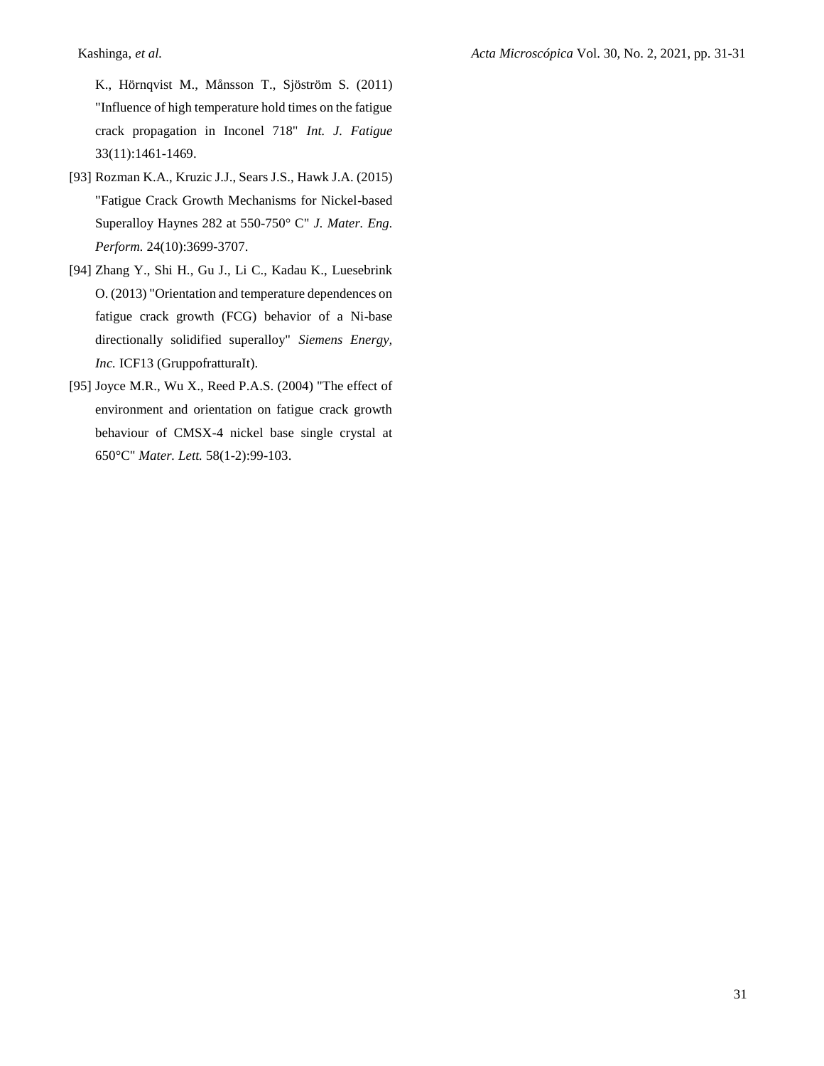K., Hörnqvist M., Månsson T., Sjöström S. (2011) "Influence of high temperature hold times on the fatigue crack propagation in Inconel 718" *Int. J. Fatigue* 33(11):1461-1469.

[93] Rozman K.A., Kruzic J.J., Sears J.S., Hawk J.A. (2015) "Fatigue Crack Growth Mechanisms for Nickel-based Superalloy Haynes 282 at 550-750° C" *J. Mater. Eng. Perform.* 24(10):3699-3707.

[94] Zhang Y., Shi H., Gu J., Li C., Kadau K., Luesebrink O. (2013) "Orientation and temperature dependences on fatigue crack growth (FCG) behavior of a Ni-base directionally solidified superalloy" *Siemens Energy, Inc.* ICF13 (GruppofratturaIt).

[95] Joyce M.R., Wu X., Reed P.A.S. (2004) "The effect of environment and orientation on fatigue crack growth behaviour of CMSX-4 nickel base single crystal at 650°C" *Mater. Lett.* 58(1-2):99-103.